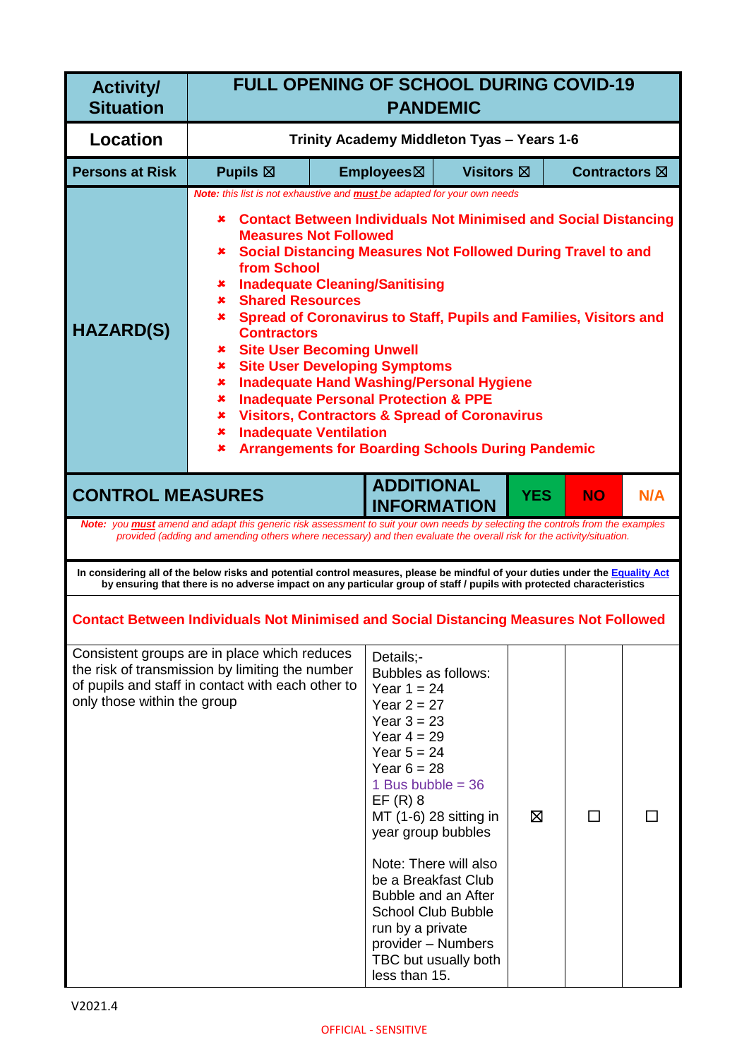| Activity/ Situation | FULL OPENING OF SCHOOL DURING COVID-19 PANDEMIC | | | |
|---|---|---|---|---|
| **Location** | **Trinity Academy Middleton Tyas – Years 1-6** | | | |
| **Persons at Risk** | **Pupils ☒** | **Employees☒** | **Visitors ☒** | **Contractors ☒** |
| **HAZARD(S)** | ***Note:*** *this list is not exhaustive and* ***must*** *be adapted for your own needs*<br><br>✘ **Contact Between Individuals Not Minimised and Social Distancing Measures Not Followed**<br>✘ **Social Distancing Measures Not Followed During Travel to and from School**<br>✘ **Inadequate Cleaning/Sanitising**<br>✘ **Shared Resources**<br>✘ **Spread of Coronavirus to Staff, Pupils and Families, Visitors and Contractors**<br>✘ **Site User Becoming Unwell**<br>✘ **Site User Developing Symptoms**<br>✘ **Inadequate Hand Washing/Personal Hygiene**<br>✘ **Inadequate Personal Protection & PPE**<br>✘ **Visitors, Contractors & Spread of Coronavirus**<br>✘ **Inadequate Ventilation**<br>✘ **Arrangements for Boarding Schools During Pandemic** | | | |

| **CONTROL MEASURES** | **ADDITIONAL INFORMATION** | **YES** | **NO** | **N/A** |
|---|---|---|---|---|
| ***Note:*** *you* ***must*** *amend and adapt this generic risk assessment to suit your own needs by selecting the controls from the examples provided (adding and amending others where necessary) and then evaluate the overall risk for the activity/situation.* | | | | |
| **In considering all of the below risks and potential control measures, please be mindful of your duties under the Equality Act by ensuring that there is no adverse impact on any particular group of staff / pupils with protected characteristics** | | | | |
| **Contact Between Individuals Not Minimised and Social Distancing Measures Not Followed** | | | | |
| Consistent groups are in place which reduces the risk of transmission by limiting the number of pupils and staff in contact with each other to only those within the group | Details;-<br>Bubbles as follows:<br>Year 1 = 24<br>Year 2 = 27<br>Year 3 = 23<br>Year 4 = 29<br>Year 5 = 24<br>Year 6 = 28<br>1 Bus bubble = 36<br>EF (R) 8<br>MT (1-6) 28 sitting in year group bubbles<br><br>Note: There will also be a Breakfast Club Bubble and an After School Club Bubble run by a private provider – Numbers TBC but usually both less than 15. | ☒ | ☐ | ☐ |

V2021.4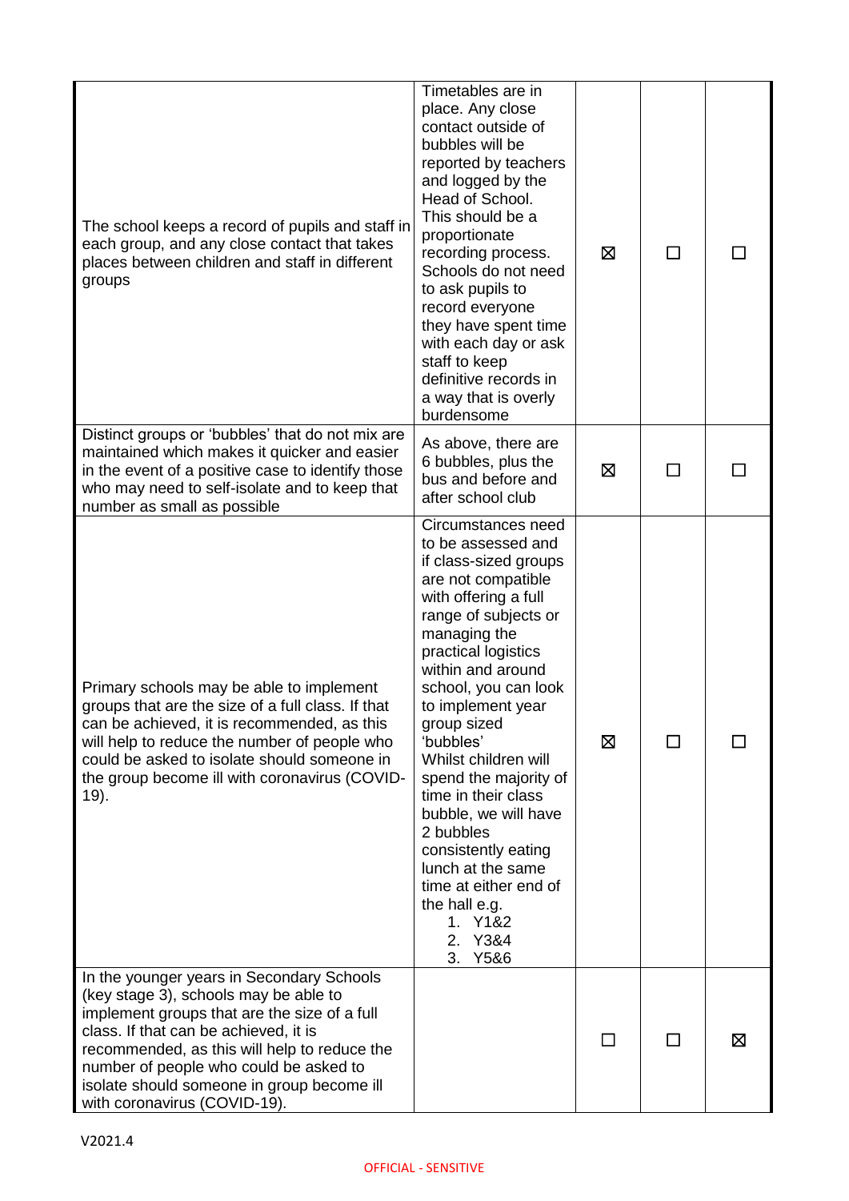| | | | | |
|---|---|---|---|---|
| The school keeps a record of pupils and staff in each group, and any close contact that takes places between children and staff in different groups | Timetables are in place. Any close contact outside of bubbles will be reported by teachers and logged by the Head of School. This should be a proportionate recording process. Schools do not need to ask pupils to record everyone they have spent time with each day or ask staff to keep definitive records in a way that is overly burdensome | ☒ | ☐ | ☐ |
| Distinct groups or 'bubbles' that do not mix are maintained which makes it quicker and easier in the event of a positive case to identify those who may need to self-isolate and to keep that number as small as possible | As above, there are 6 bubbles, plus the bus and before and after school club | ☒ | ☐ | ☐ |
| Primary schools may be able to implement groups that are the size of a full class. If that can be achieved, it is recommended, as this will help to reduce the number of people who could be asked to isolate should someone in the group become ill with coronavirus (COVID-19). | Circumstances need to be assessed and if class-sized groups are not compatible with offering a full range of subjects or managing the practical logistics within and around school, you can look to implement year group sized 'bubbles'<br>Whilst children will spend the majority of time in their class bubble, we will have 2 bubbles consistently eating lunch at the same time at either end of the hall e.g.<br>1. Y1&2<br>2. Y3&4<br>3. Y5&6 | ☒ | ☐ | ☐ |
| In the younger years in Secondary Schools (key stage 3), schools may be able to implement groups that are the size of a full class. If that can be achieved, it is recommended, as this will help to reduce the number of people who could be asked to isolate should someone in group become ill with coronavirus (COVID-19). | | ☐ | ☐ | ☒ |

V2021.4

OFFICIAL - SENSITIVE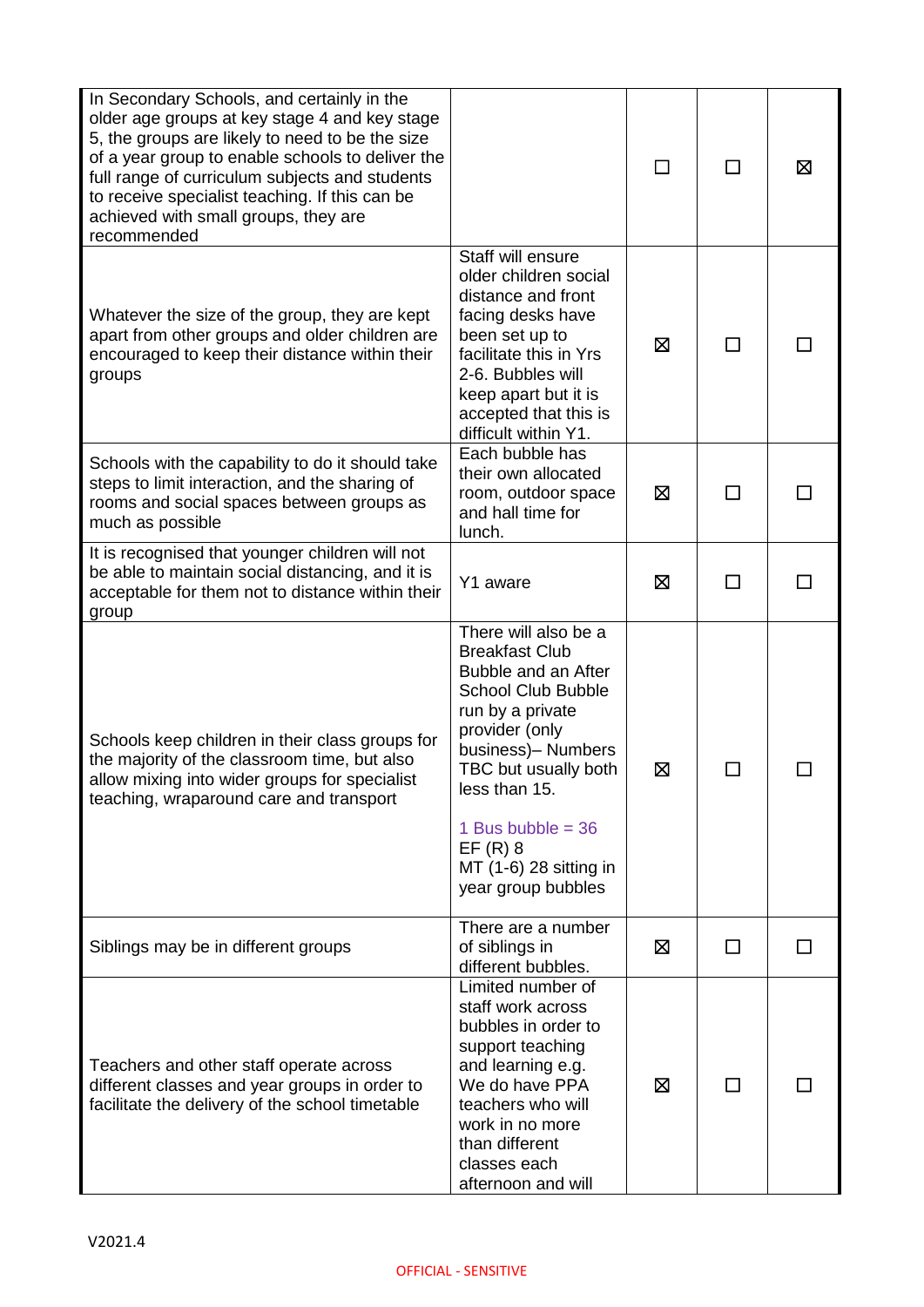| | | | | |
|---|---|---|---|---|
| In Secondary Schools, and certainly in the older age groups at key stage 4 and key stage 5, the groups are likely to need to be the size of a year group to enable schools to deliver the full range of curriculum subjects and students to receive specialist teaching. If this can be achieved with small groups, they are recommended | | ☐ | ☐ | ☒ |
| Whatever the size of the group, they are kept apart from other groups and older children are encouraged to keep their distance within their groups | Staff will ensure older children social distance and front facing desks have been set up to facilitate this in Yrs 2-6. Bubbles will keep apart but it is accepted that this is difficult within Y1. | ☒ | ☐ | ☐ |
| Schools with the capability to do it should take steps to limit interaction, and the sharing of rooms and social spaces between groups as much as possible | Each bubble has their own allocated room, outdoor space and hall time for lunch. | ☒ | ☐ | ☐ |
| It is recognised that younger children will not be able to maintain social distancing, and it is acceptable for them not to distance within their group | Y1 aware | ☒ | ☐ | ☐ |
| Schools keep children in their class groups for the majority of the classroom time, but also allow mixing into wider groups for specialist teaching, wraparound care and transport | There will also be a Breakfast Club Bubble and an After School Club Bubble run by a private provider (only business)– Numbers TBC but usually both less than 15.<br><br>1 Bus bubble = 36<br>EF (R) 8<br>MT (1-6) 28 sitting in year group bubbles | ☒ | ☐ | ☐ |
| Siblings may be in different groups | There are a number of siblings in different bubbles. | ☒ | ☐ | ☐ |
| Teachers and other staff operate across different classes and year groups in order to facilitate the delivery of the school timetable | Limited number of staff work across bubbles in order to support teaching and learning e.g. We do have PPA teachers who will work in no more than different classes each afternoon and will | ☒ | ☐ | ☐ |

V2021.4

OFFICIAL - SENSITIVE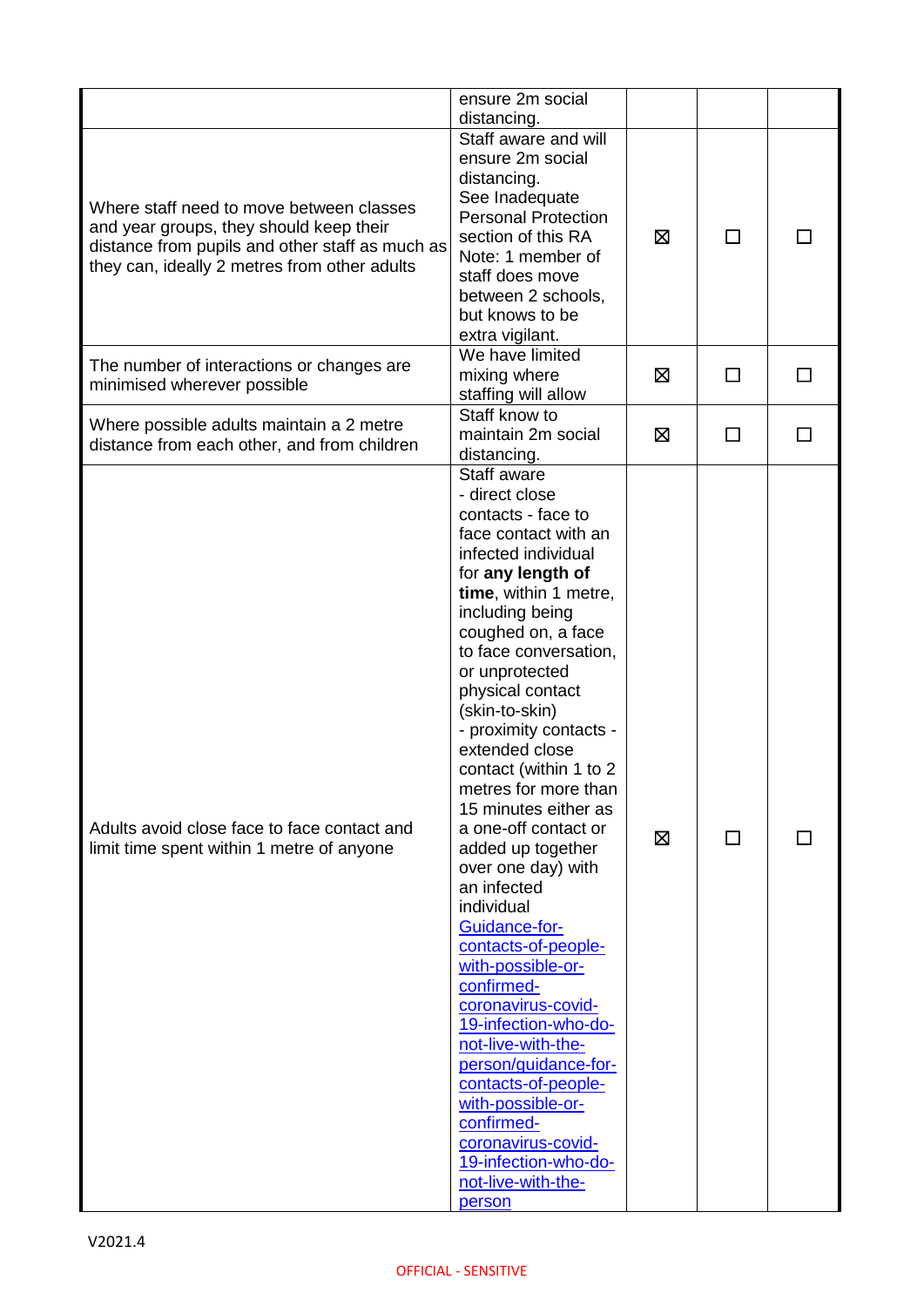| | | | | |
|---|---|---|---|---|
| | ensure 2m social distancing. | | | |
| Where staff need to move between classes and year groups, they should keep their distance from pupils and other staff as much as they can, ideally 2 metres from other adults | Staff aware and will ensure 2m social distancing. See Inadequate Personal Protection section of this RA Note: 1 member of staff does move between 2 schools, but knows to be extra vigilant. | ☒ | ☐ | ☐ |
| The number of interactions or changes are minimised wherever possible | We have limited mixing where staffing will allow | ☒ | ☐ | ☐ |
| Where possible adults maintain a 2 metre distance from each other, and from children | Staff know to maintain 2m social distancing. | ☒ | ☐ | ☐ |
| Adults avoid close face to face contact and limit time spent within 1 metre of anyone | Staff aware - direct close contacts - face to face contact with an infected individual for **any length of time**, within 1 metre, including being coughed on, a face to face conversation, or unprotected physical contact (skin-to-skin) - proximity contacts - extended close contact (within 1 to 2 metres for more than 15 minutes either as a one-off contact or added up together over one day) with an infected individual [Guidance-for-contacts-of-people-with-possible-or-confirmed-coronavirus-covid-19-infection-who-do-not-live-with-the-person/guidance-for-contacts-of-people-with-possible-or-confirmed-coronavirus-covid-19-infection-who-do-not-live-with-the-person]() | ☒ | ☐ | ☐ |

V2021.4

OFFICIAL - SENSITIVE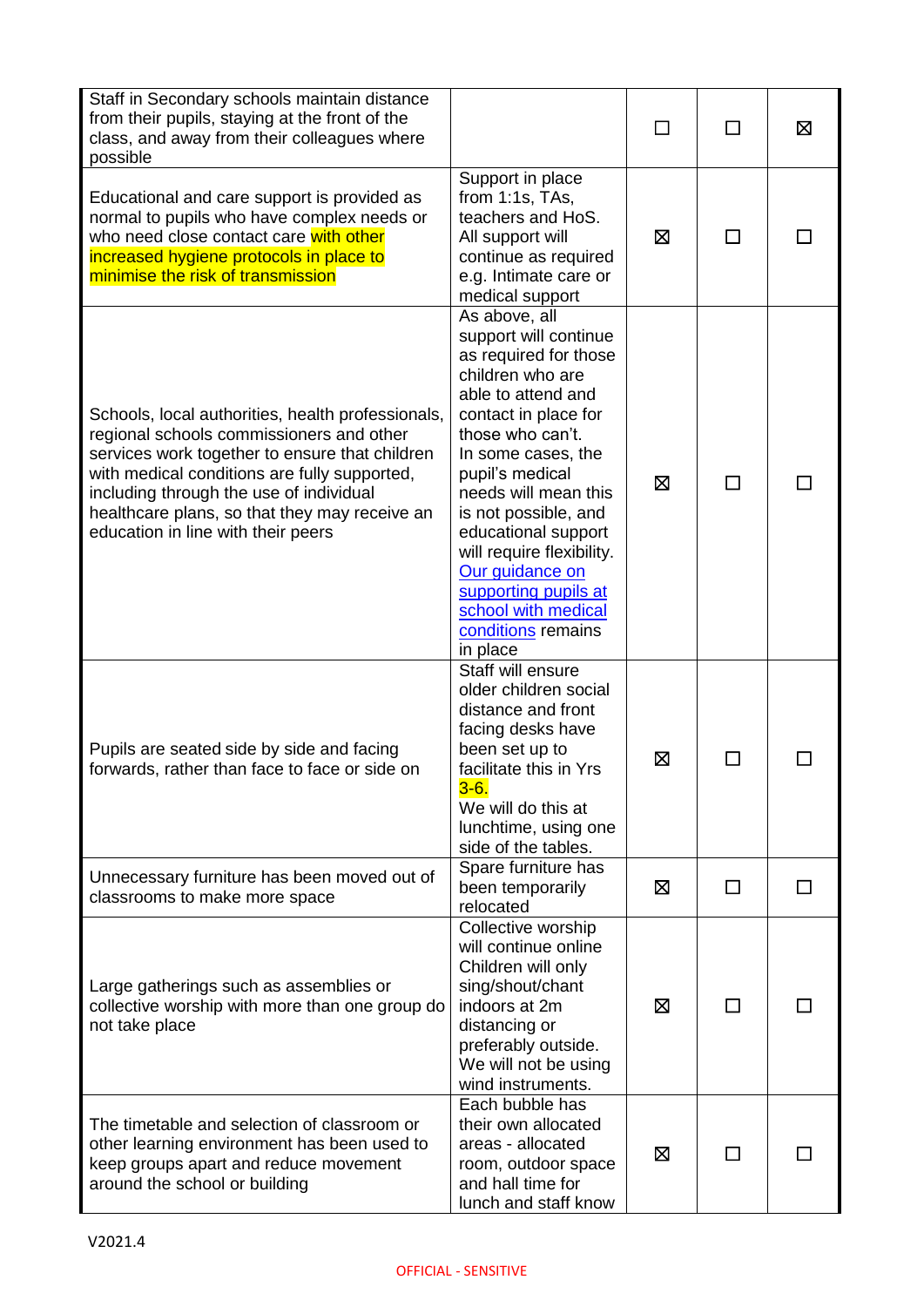| | | | | |
|---|---|---|---|---|
| Staff in Secondary schools maintain distance from their pupils, staying at the front of the class, and away from their colleagues where possible | | ☐ | ☐ | ☒ |
| Educational and care support is provided as normal to pupils who have complex needs or who need close contact care with other increased hygiene protocols in place to minimise the risk of transmission | Support in place from 1:1s, TAs, teachers and HoS. All support will continue as required e.g. Intimate care or medical support | ☒ | ☐ | ☐ |
| Schools, local authorities, health professionals, regional schools commissioners and other services work together to ensure that children with medical conditions are fully supported, including through the use of individual healthcare plans, so that they may receive an education in line with their peers | As above, all support will continue as required for those children who are able to attend and contact in place for those who can't. In some cases, the pupil's medical needs will mean this is not possible, and educational support will require flexibility. Our guidance on supporting pupils at school with medical conditions remains in place | ☒ | ☐ | ☐ |
| Pupils are seated side by side and facing forwards, rather than face to face or side on | Staff will ensure older children social distance and front facing desks have been set up to facilitate this in Yrs 3-6. We will do this at lunchtime, using one side of the tables. | ☒ | ☐ | ☐ |
| Unnecessary furniture has been moved out of classrooms to make more space | Spare furniture has been temporarily relocated | ☒ | ☐ | ☐ |
| Large gatherings such as assemblies or collective worship with more than one group do not take place | Collective worship will continue online Children will only sing/shout/chant indoors at 2m distancing or preferably outside. We will not be using wind instruments. | ☒ | ☐ | ☐ |
| The timetable and selection of classroom or other learning environment has been used to keep groups apart and reduce movement around the school or building | Each bubble has their own allocated areas - allocated room, outdoor space and hall time for lunch and staff know | ☒ | ☐ | ☐ |

V2021.4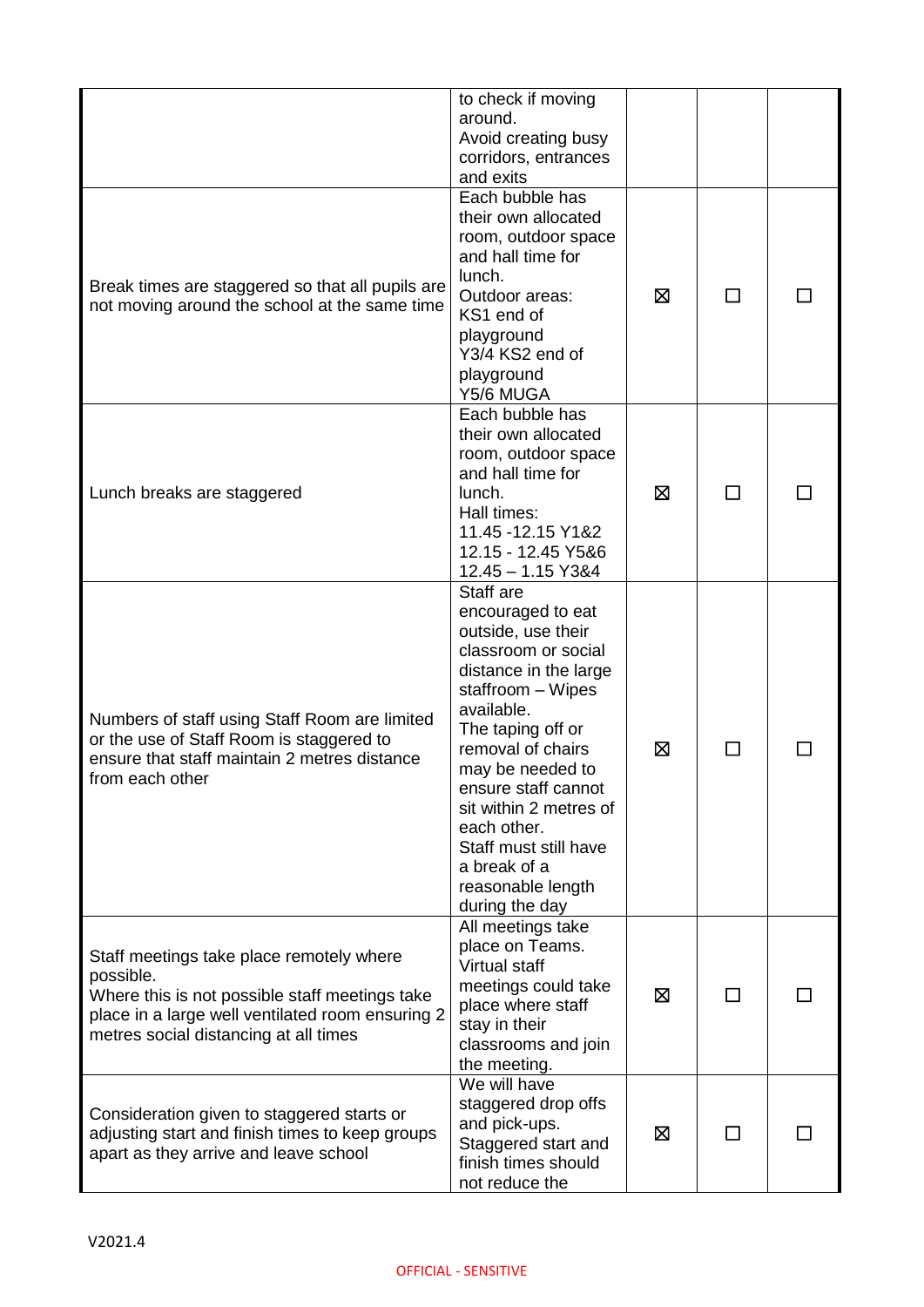| | | | | |
|---|---|---|---|---|
| | to check if moving around. Avoid creating busy corridors, entrances and exits | | | |
| Break times are staggered so that all pupils are not moving around the school at the same time | Each bubble has their own allocated room, outdoor space and hall time for lunch. Outdoor areas: KS1 end of playground Y3/4 KS2 end of playground Y5/6 MUGA | ☒ | ☐ | ☐ |
| Lunch breaks are staggered | Each bubble has their own allocated room, outdoor space and hall time for lunch. Hall times: 11.45 -12.15 Y1&2 12.15 - 12.45 Y5&6 12.45 – 1.15 Y3&4 | ☒ | ☐ | ☐ |
| Numbers of staff using Staff Room are limited or the use of Staff Room is staggered to ensure that staff maintain 2 metres distance from each other | Staff are encouraged to eat outside, use their classroom or social distance in the large staffroom – Wipes available. The taping off or removal of chairs may be needed to ensure staff cannot sit within 2 metres of each other. Staff must still have a break of a reasonable length during the day | ☒ | ☐ | ☐ |
| Staff meetings take place remotely where possible. Where this is not possible staff meetings take place in a large well ventilated room ensuring 2 metres social distancing at all times | All meetings take place on Teams. Virtual staff meetings could take place where staff stay in their classrooms and join the meeting. | ☒ | ☐ | ☐ |
| Consideration given to staggered starts or adjusting start and finish times to keep groups apart as they arrive and leave school | We will have staggered drop offs and pick-ups. Staggered start and finish times should not reduce the | ☒ | ☐ | ☐ |

V2021.4

OFFICIAL - SENSITIVE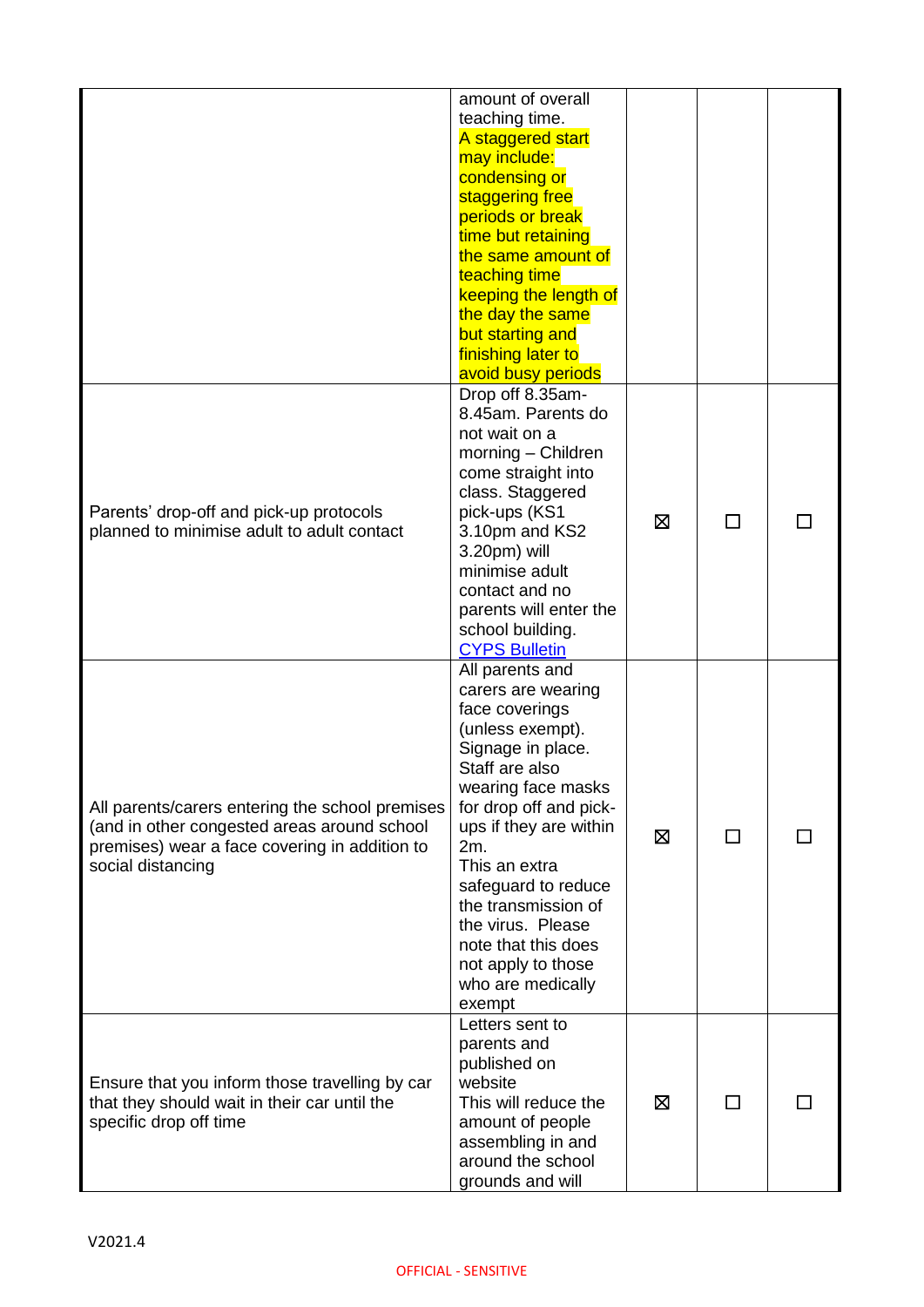| | | | | |
|---|---|---|---|---|
| | amount of overall teaching time. A staggered start may include: condensing or staggering free periods or break time but retaining the same amount of teaching time keeping the length of the day the same but starting and finishing later to avoid busy periods | | | |
| Parents' drop-off and pick-up protocols planned to minimise adult to adult contact | Drop off 8.35am-8.45am. Parents do not wait on a morning – Children come straight into class. Staggered pick-ups (KS1 3.10pm and KS2 3.20pm) will minimise adult contact and no parents will enter the school building. [CYPS Bulletin] | ☒ | ☐ | ☐ |
| All parents/carers entering the school premises (and in other congested areas around school premises) wear a face covering in addition to social distancing | All parents and carers are wearing face coverings (unless exempt). Signage in place. Staff are also wearing face masks for drop off and pick-ups if they are within 2m. This an extra safeguard to reduce the transmission of the virus. Please note that this does not apply to those who are medically exempt | ☒ | ☐ | ☐ |
| Ensure that you inform those travelling by car that they should wait in their car until the specific drop off time | Letters sent to parents and published on website This will reduce the amount of people assembling in and around the school grounds and will | ☒ | ☐ | ☐ |

V2021.4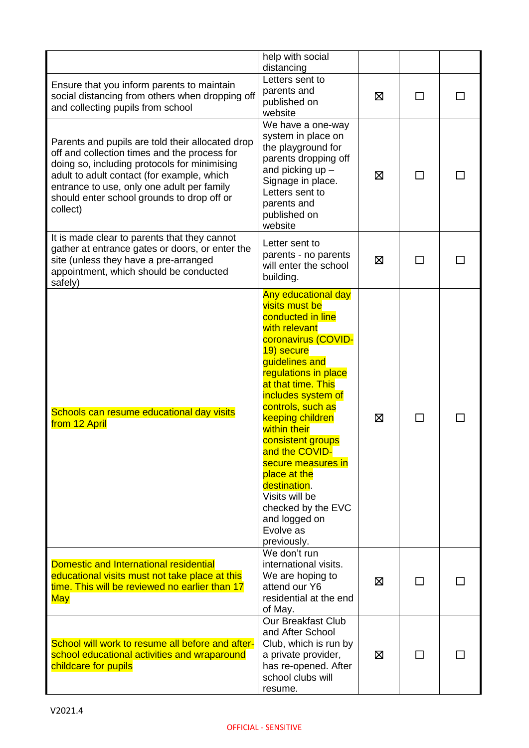| | | | | |
|---|---|---|---|---|
| | help with social distancing | | | |
| Ensure that you inform parents to maintain social distancing from others when dropping off and collecting pupils from school | Letters sent to parents and published on website | ☒ | ☐ | ☐ |
| Parents and pupils are told their allocated drop off and collection times and the process for doing so, including protocols for minimising adult to adult contact (for example, which entrance to use, only one adult per family should enter school grounds to drop off or collect) | We have a one-way system in place on the playground for parents dropping off and picking up – Signage in place. Letters sent to parents and published on website | ☒ | ☐ | ☐ |
| It is made clear to parents that they cannot gather at entrance gates or doors, or enter the site (unless they have a pre-arranged appointment, which should be conducted safely) | Letter sent to parents - no parents will enter the school building. | ☒ | ☐ | ☐ |
| Schools can resume educational day visits from 12 April | Any educational day visits must be conducted in line with relevant coronavirus (COVID-19) secure guidelines and regulations in place at that time. This includes system of controls, such as keeping children within their consistent groups and the COVID-secure measures in place at the destination. Visits will be checked by the EVC and logged on Evolve as previously. | ☒ | ☐ | ☐ |
| Domestic and International residential educational visits must not take place at this time. This will be reviewed no earlier than 17 May | We don't run international visits. We are hoping to attend our Y6 residential at the end of May. | ☒ | ☐ | ☐ |
| School will work to resume all before and after-school educational activities and wraparound childcare for pupils | Our Breakfast Club and After School Club, which is run by a private provider, has re-opened. After school clubs will resume. | ☒ | ☐ | ☐ |

V2021.4

OFFICIAL - SENSITIVE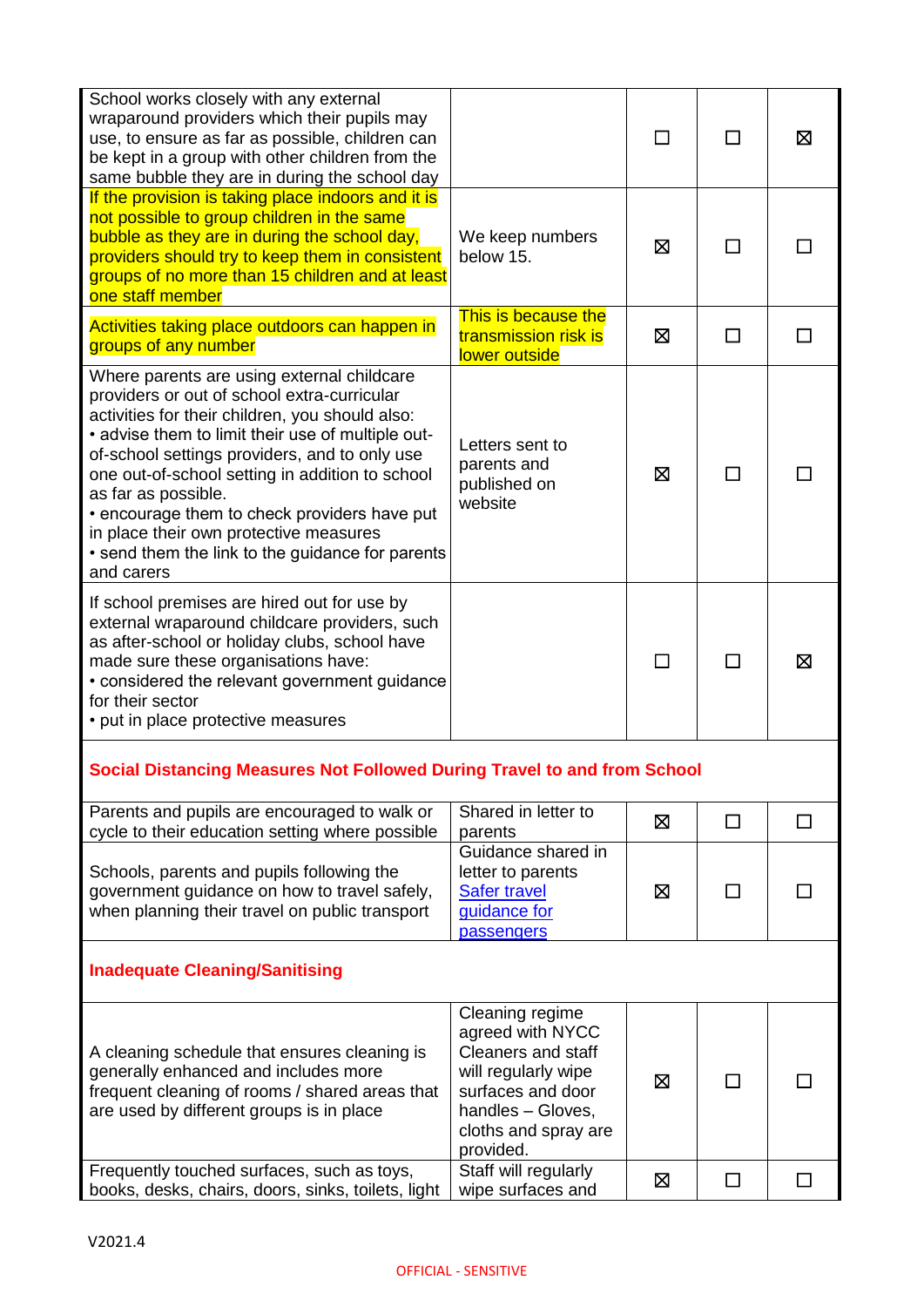| | | | | |
|---|---|---|---|---|
| School works closely with any external wraparound providers which their pupils may use, to ensure as far as possible, children can be kept in a group with other children from the same bubble they are in during the school day | | ☐ | ☐ | ☒ |
| If the provision is taking place indoors and it is not possible to group children in the same bubble as they are in during the school day, providers should try to keep them in consistent groups of no more than 15 children and at least one staff member | We keep numbers below 15. | ☒ | ☐ | ☐ |
| Activities taking place outdoors can happen in groups of any number | This is because the transmission risk is lower outside | ☒ | ☐ | ☐ |
| Where parents are using external childcare providers or out of school extra-curricular activities for their children, you should also:<br>• advise them to limit their use of multiple out-of-school settings providers, and to only use one out-of-school setting in addition to school as far as possible.<br>• encourage them to check providers have put in place their own protective measures<br>• send them the link to the guidance for parents and carers | Letters sent to parents and published on website | ☒ | ☐ | ☐ |
| If school premises are hired out for use by external wraparound childcare providers, such as after-school or holiday clubs, school have made sure these organisations have:<br>• considered the relevant government guidance for their sector<br>• put in place protective measures | | ☐ | ☐ | ☒ |
| **Social Distancing Measures Not Followed During Travel to and from School** | | | | |
| Parents and pupils are encouraged to walk or cycle to their education setting where possible | Shared in letter to parents | ☒ | ☐ | ☐ |
| Schools, parents and pupils following the government guidance on how to travel safely, when planning their travel on public transport | Guidance shared in letter to parents [Safer travel guidance for passengers]() | ☒ | ☐ | ☐ |
| **Inadequate Cleaning/Sanitising** | | | | |
| A cleaning schedule that ensures cleaning is generally enhanced and includes more frequent cleaning of rooms / shared areas that are used by different groups is in place | Cleaning regime agreed with NYCC Cleaners and staff will regularly wipe surfaces and door handles – Gloves, cloths and spray are provided. | ☒ | ☐ | ☐ |
| Frequently touched surfaces, such as toys, books, desks, chairs, doors, sinks, toilets, light | Staff will regularly wipe surfaces and | ☒ | ☐ | ☐ |

V2021.4

OFFICIAL - SENSITIVE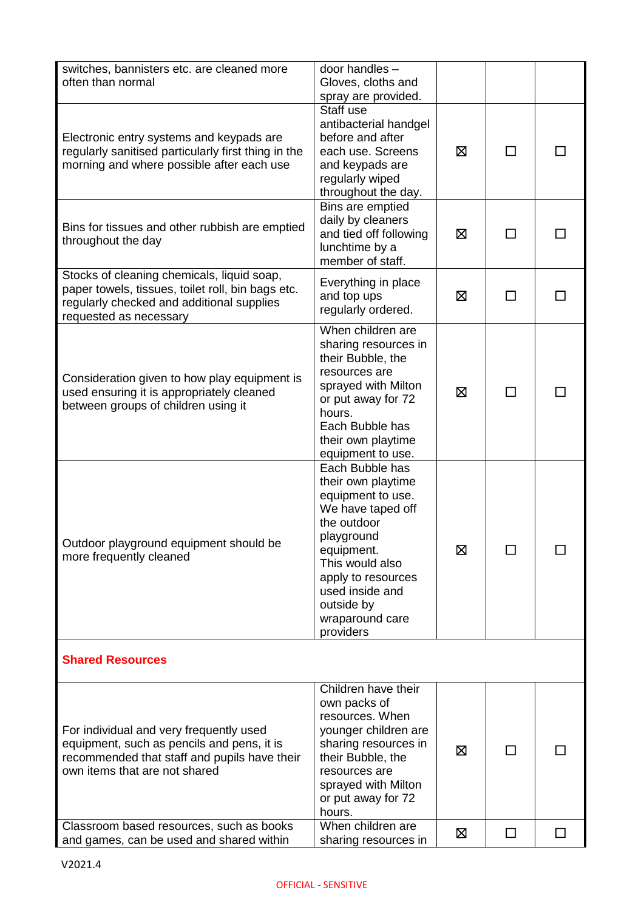| | | | | |
|---|---|---|---|---|
| switches, bannisters etc. are cleaned more often than normal | door handles – Gloves, cloths and spray are provided. | | | |
| Electronic entry systems and keypads are regularly sanitised particularly first thing in the morning and where possible after each use | Staff use antibacterial handgel before and after each use. Screens and keypads are regularly wiped throughout the day. | ☒ | ☐ | ☐ |
| Bins for tissues and other rubbish are emptied throughout the day | Bins are emptied daily by cleaners and tied off following lunchtime by a member of staff. | ☒ | ☐ | ☐ |
| Stocks of cleaning chemicals, liquid soap, paper towels, tissues, toilet roll, bin bags etc. regularly checked and additional supplies requested as necessary | Everything in place and top ups regularly ordered. | ☒ | ☐ | ☐ |
| Consideration given to how play equipment is used ensuring it is appropriately cleaned between groups of children using it | When children are sharing resources in their Bubble, the resources are sprayed with Milton or put away for 72 hours. Each Bubble has their own playtime equipment to use. | ☒ | ☐ | ☐ |
| Outdoor playground equipment should be more frequently cleaned | Each Bubble has their own playtime equipment to use. We have taped off the outdoor playground equipment. This would also apply to resources used inside and outside by wraparound care providers | ☒ | ☐ | ☐ |
| **Shared Resources** | | | | |
| For individual and very frequently used equipment, such as pencils and pens, it is recommended that staff and pupils have their own items that are not shared | Children have their own packs of resources. When younger children are sharing resources in their Bubble, the resources are sprayed with Milton or put away for 72 hours. | ☒ | ☐ | ☐ |
| Classroom based resources, such as books and games, can be used and shared within | When children are sharing resources in | ☒ | ☐ | ☐ |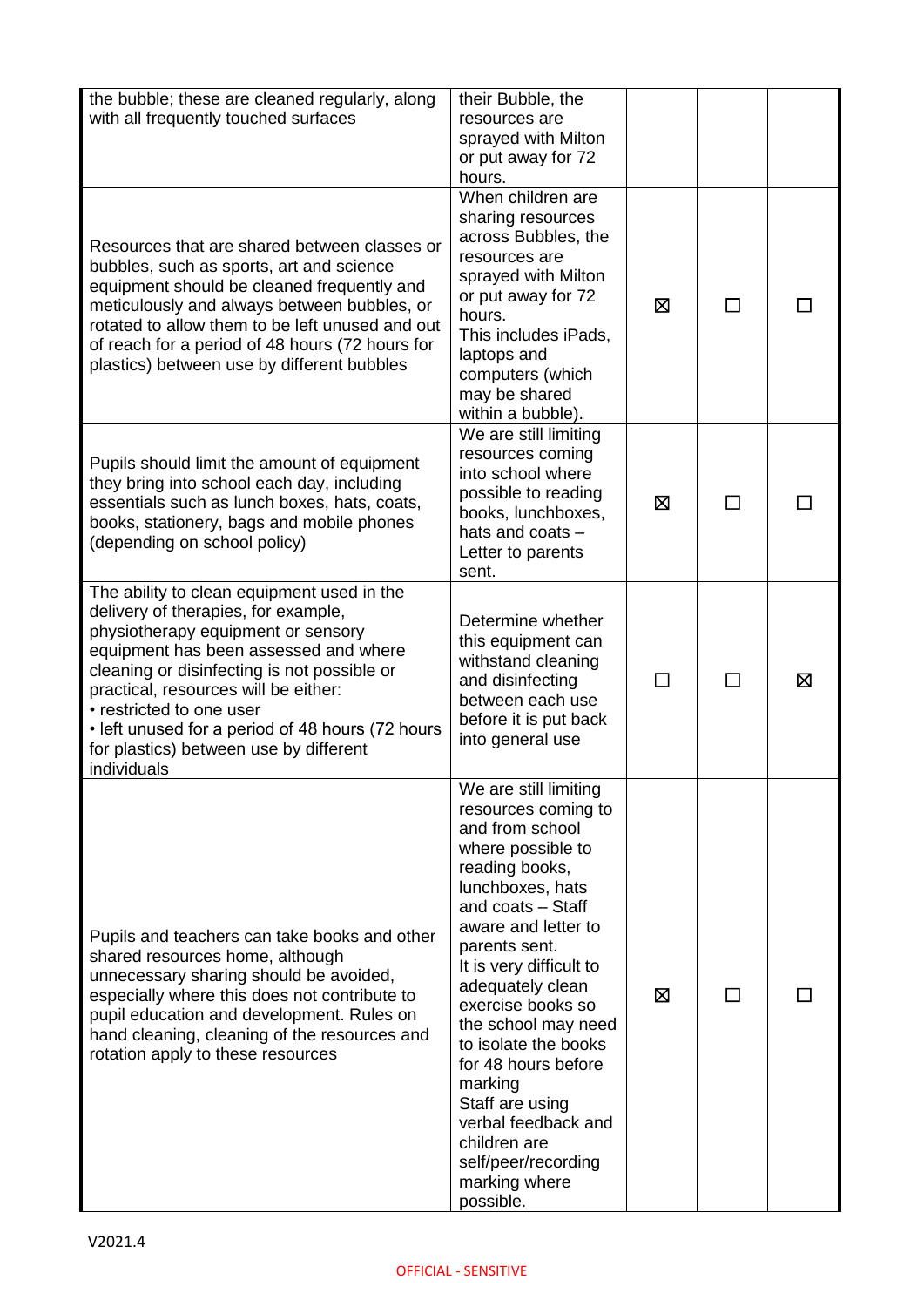| | | | | |
|---|---|---|---|---|
| the bubble; these are cleaned regularly, along with all frequently touched surfaces | their Bubble, the resources are sprayed with Milton or put away for 72 hours. | | | |
| Resources that are shared between classes or bubbles, such as sports, art and science equipment should be cleaned frequently and meticulously and always between bubbles, or rotated to allow them to be left unused and out of reach for a period of 48 hours (72 hours for plastics) between use by different bubbles | When children are sharing resources across Bubbles, the resources are sprayed with Milton or put away for 72 hours.<br>This includes iPads, laptops and computers (which may be shared within a bubble). | ☒ | ☐ | ☐ |
| Pupils should limit the amount of equipment they bring into school each day, including essentials such as lunch boxes, hats, coats, books, stationery, bags and mobile phones (depending on school policy) | We are still limiting resources coming into school where possible to reading books, lunchboxes, hats and coats – Letter to parents sent. | ☒ | ☐ | ☐ |
| The ability to clean equipment used in the delivery of therapies, for example, physiotherapy equipment or sensory equipment has been assessed and where cleaning or disinfecting is not possible or practical, resources will be either:<br>• restricted to one user<br>• left unused for a period of 48 hours (72 hours for plastics) between use by different individuals | Determine whether this equipment can withstand cleaning and disinfecting between each use before it is put back into general use | ☐ | ☐ | ☒ |
| Pupils and teachers can take books and other shared resources home, although unnecessary sharing should be avoided, especially where this does not contribute to pupil education and development. Rules on hand cleaning, cleaning of the resources and rotation apply to these resources | We are still limiting resources coming to and from school where possible to reading books, lunchboxes, hats and coats – Staff aware and letter to parents sent.<br>It is very difficult to adequately clean exercise books so the school may need to isolate the books for 48 hours before marking<br>Staff are using verbal feedback and children are self/peer/recording marking where possible. | ☒ | ☐ | ☐ |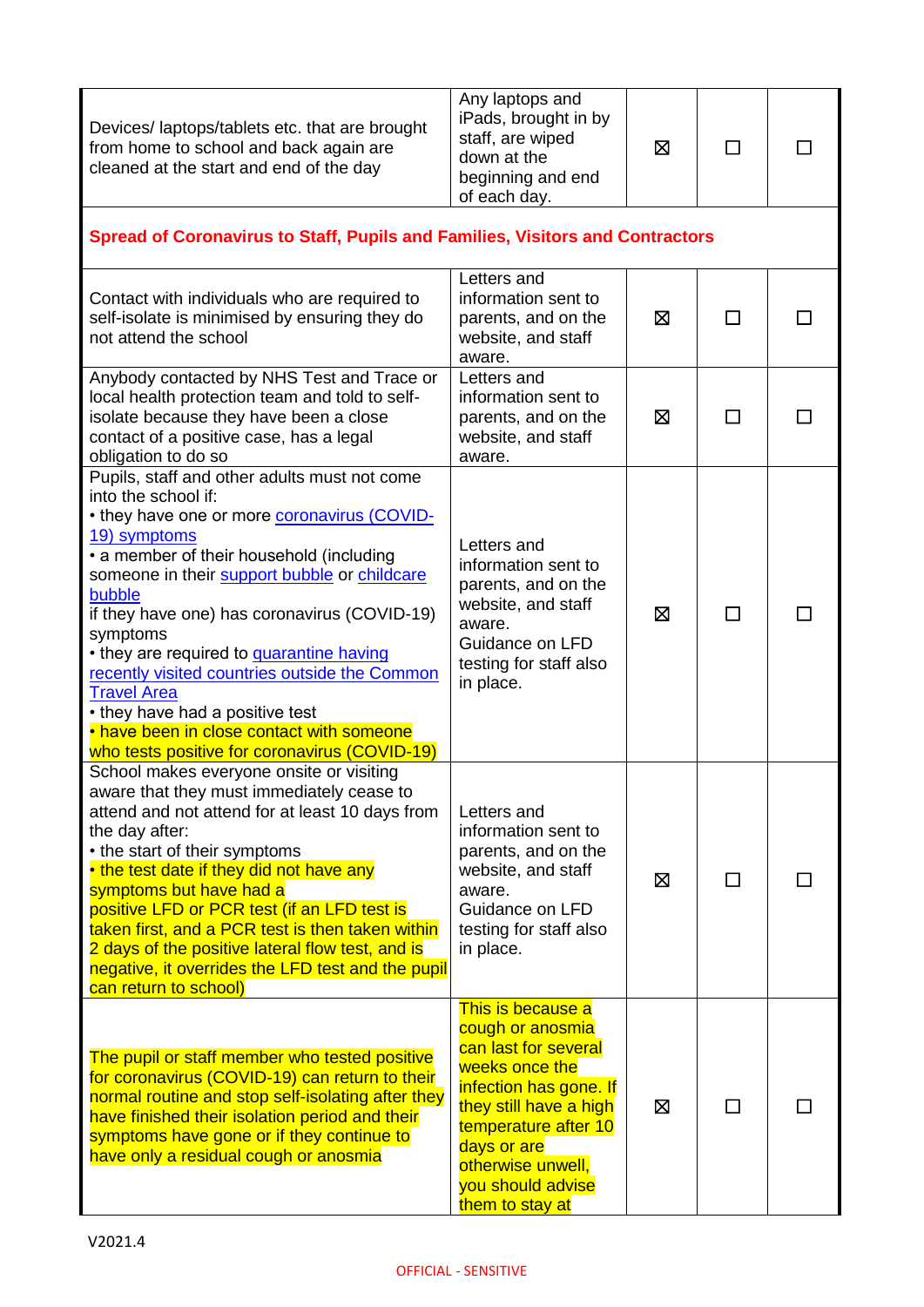| | | | | |
|---|---|---|---|---|
| Devices/ laptops/tablets etc. that are brought from home to school and back again are cleaned at the start and end of the day | Any laptops and iPads, brought in by staff, are wiped down at the beginning and end of each day. | ☒ | ☐ | ☐ |
| **Spread of Coronavirus to Staff, Pupils and Families, Visitors and Contractors** | | | | |
| Contact with individuals who are required to self-isolate is minimised by ensuring they do not attend the school | Letters and information sent to parents, and on the website, and staff aware. | ☒ | ☐ | ☐ |
| Anybody contacted by NHS Test and Trace or local health protection team and told to self-isolate because they have been a close contact of a positive case, has a legal obligation to do so | Letters and information sent to parents, and on the website, and staff aware. | ☒ | ☐ | ☐ |
| Pupils, staff and other adults must not come into the school if:<br>• they have one or more coronavirus (COVID-19) symptoms<br>• a member of their household (including someone in their support bubble or childcare bubble if they have one) has coronavirus (COVID-19) symptoms<br>• they are required to quarantine having recently visited countries outside the Common Travel Area<br>• they have had a positive test<br>• have been in close contact with someone who tests positive for coronavirus (COVID-19) | Letters and information sent to parents, and on the website, and staff aware.<br>Guidance on LFD testing for staff also in place. | ☒ | ☐ | ☐ |
| School makes everyone onsite or visiting aware that they must immediately cease to attend and not attend for at least 10 days from the day after:<br>• the start of their symptoms<br>• the test date if they did not have any symptoms but have had a positive LFD or PCR test (if an LFD test is taken first, and a PCR test is then taken within 2 days of the positive lateral flow test, and is negative, it overrides the LFD test and the pupil can return to school) | Letters and information sent to parents, and on the website, and staff aware.<br>Guidance on LFD testing for staff also in place. | ☒ | ☐ | ☐ |
| The pupil or staff member who tested positive for coronavirus (COVID-19) can return to their normal routine and stop self-isolating after they have finished their isolation period and their symptoms have gone or if they continue to have only a residual cough or anosmia | This is because a cough or anosmia can last for several weeks once the infection has gone. If they still have a high temperature after 10 days or are otherwise unwell, you should advise them to stay at | ☒ | ☐ | ☐ |

V2021.4

OFFICIAL - SENSITIVE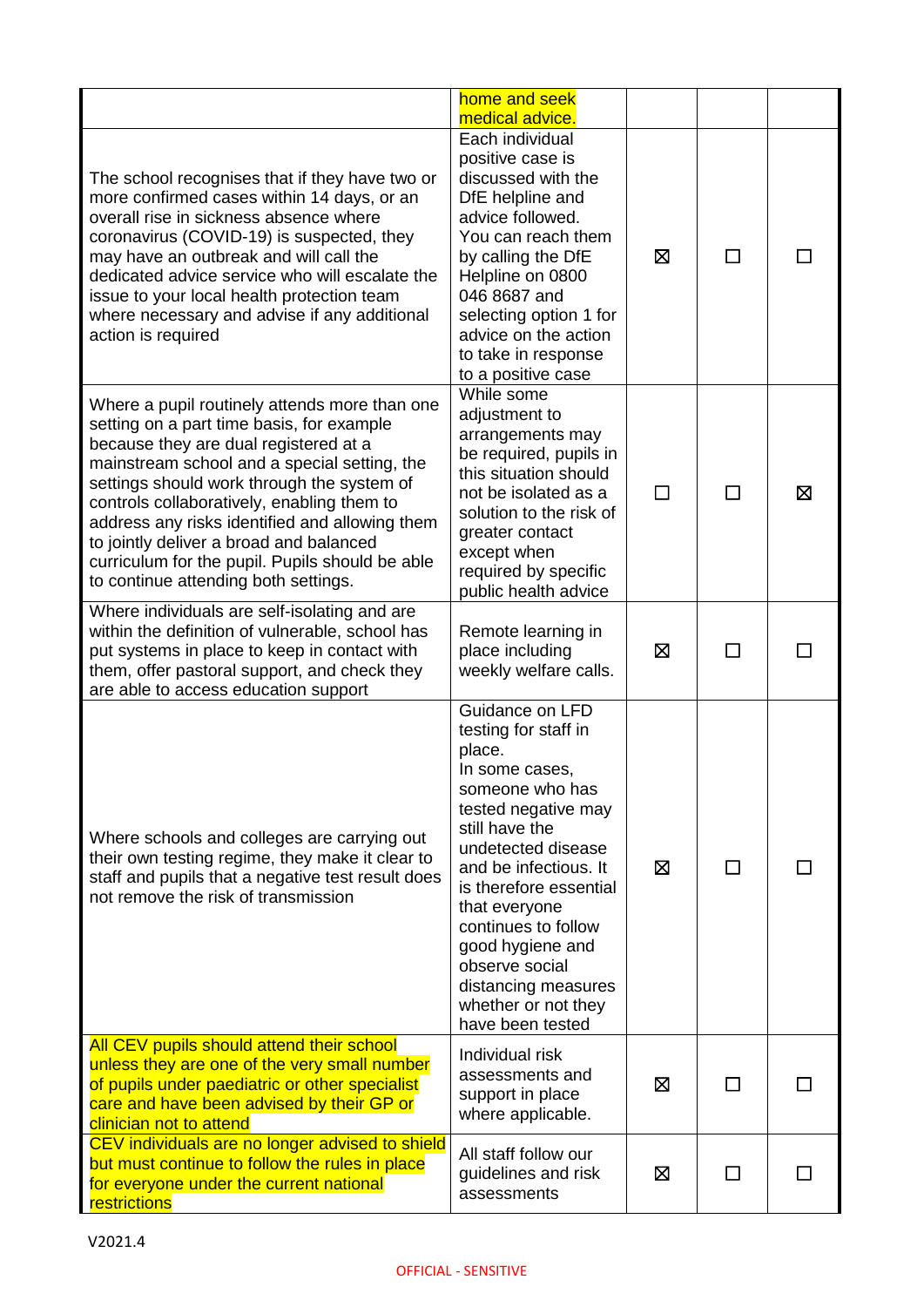| | | | | |
|---|---|---|---|---|
| | home and seek medical advice. | | | |
| The school recognises that if they have two or more confirmed cases within 14 days, or an overall rise in sickness absence where coronavirus (COVID-19) is suspected, they may have an outbreak and will call the dedicated advice service who will escalate the issue to your local health protection team where necessary and advise if any additional action is required | Each individual positive case is discussed with the DfE helpline and advice followed. You can reach them by calling the DfE Helpline on 0800 046 8687 and selecting option 1 for advice on the action to take in response to a positive case | ☒ | ☐ | ☐ |
| Where a pupil routinely attends more than one setting on a part time basis, for example because they are dual registered at a mainstream school and a special setting, the settings should work through the system of controls collaboratively, enabling them to address any risks identified and allowing them to jointly deliver a broad and balanced curriculum for the pupil. Pupils should be able to continue attending both settings. | While some adjustment to arrangements may be required, pupils in this situation should not be isolated as a solution to the risk of greater contact except when required by specific public health advice | ☐ | ☐ | ☒ |
| Where individuals are self-isolating and are within the definition of vulnerable, school has put systems in place to keep in contact with them, offer pastoral support, and check they are able to access education support | Remote learning in place including weekly welfare calls. | ☒ | ☐ | ☐ |
| Where schools and colleges are carrying out their own testing regime, they make it clear to staff and pupils that a negative test result does not remove the risk of transmission | Guidance on LFD testing for staff in place. In some cases, someone who has tested negative may still have the undetected disease and be infectious. It is therefore essential that everyone continues to follow good hygiene and observe social distancing measures whether or not they have been tested | ☒ | ☐ | ☐ |
| All CEV pupils should attend their school unless they are one of the very small number of pupils under paediatric or other specialist care and have been advised by their GP or clinician not to attend | Individual risk assessments and support in place where applicable. | ☒ | ☐ | ☐ |
| CEV individuals are no longer advised to shield but must continue to follow the rules in place for everyone under the current national restrictions | All staff follow our guidelines and risk assessments | ☒ | ☐ | ☐ |

V2021.4

OFFICIAL - SENSITIVE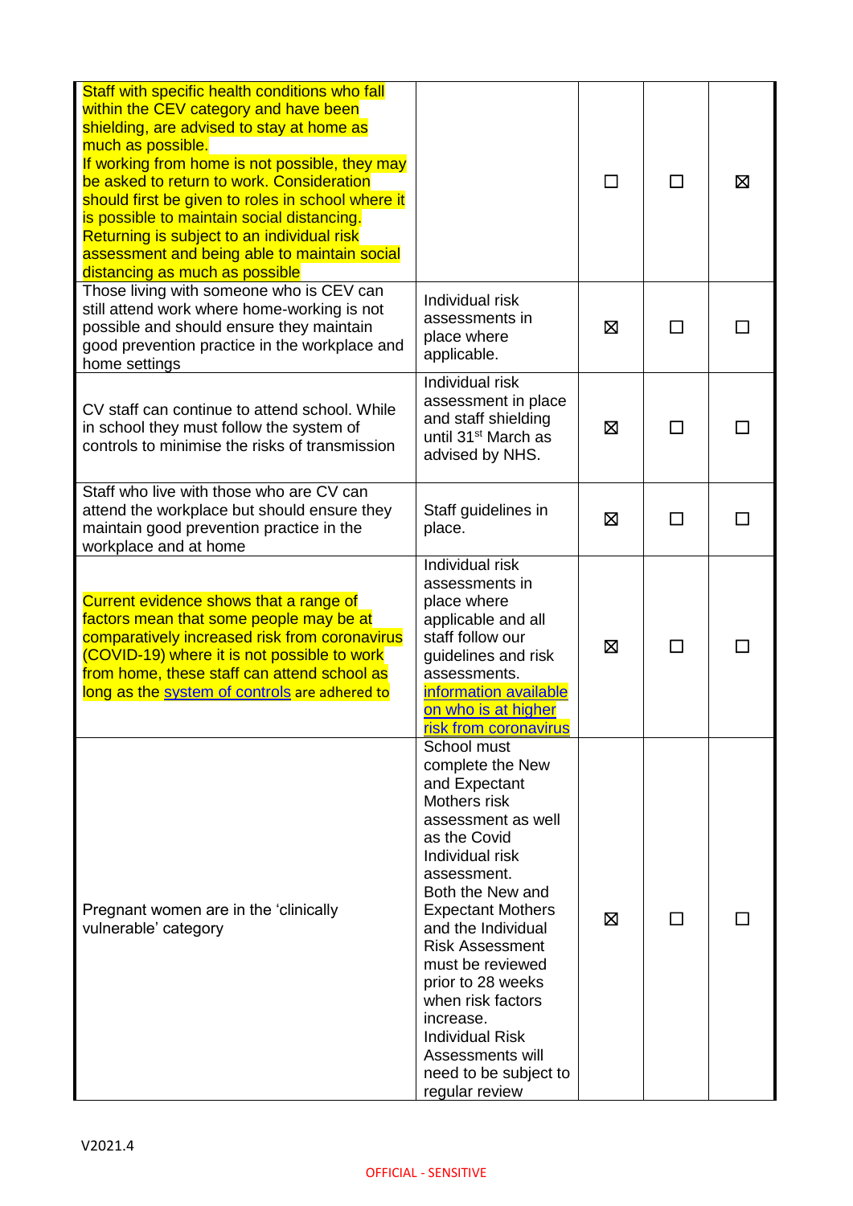| | | | | |
|---|---|---|---|---|
| Staff with specific health conditions who fall within the CEV category and have been shielding, are advised to stay at home as much as possible.<br>If working from home is not possible, they may be asked to return to work. Consideration should first be given to roles in school where it is possible to maintain social distancing. Returning is subject to an individual risk assessment and being able to maintain social distancing as much as possible | | ☐ | ☐ | ☒ |
| Those living with someone who is CEV can still attend work where home-working is not possible and should ensure they maintain good prevention practice in the workplace and home settings | Individual risk assessments in place where applicable. | ☒ | ☐ | ☐ |
| CV staff can continue to attend school. While in school they must follow the system of controls to minimise the risks of transmission | Individual risk assessment in place and staff shielding until 31st March as advised by NHS. | ☒ | ☐ | ☐ |
| Staff who live with those who are CV can attend the workplace but should ensure they maintain good prevention practice in the workplace and at home | Staff guidelines in place. | ☒ | ☐ | ☐ |
| Current evidence shows that a range of factors mean that some people may be at comparatively increased risk from coronavirus (COVID-19) where it is not possible to work from home, these staff can attend school as long as the system of controls are adhered to | Individual risk assessments in place where applicable and all staff follow our guidelines and risk assessments.<br>information available on who is at higher risk from coronavirus | ☒ | ☐ | ☐ |
| Pregnant women are in the 'clinically vulnerable' category | School must complete the New and Expectant Mothers risk assessment as well as the Covid Individual risk assessment.<br>Both the New and Expectant Mothers and the Individual Risk Assessment must be reviewed prior to 28 weeks when risk factors increase.<br>Individual Risk Assessments will need to be subject to regular review | ☒ | ☐ | ☐ |

V2021.4

OFFICIAL - SENSITIVE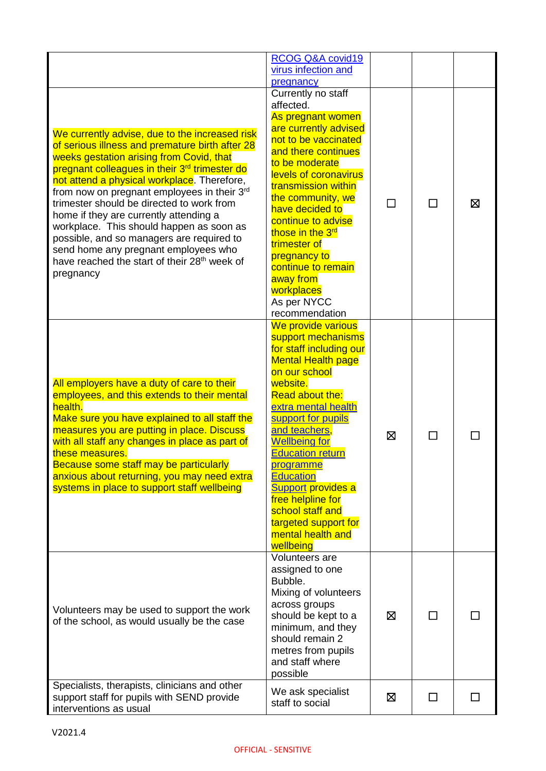| | | | | |
|---|---|---|---|---|
| | RCOG Q&A covid19 virus infection and pregnancy | | | |
| We currently advise, due to the increased risk of serious illness and premature birth after 28 weeks gestation arising from Covid, that pregnant colleagues in their 3rd trimester do not attend a physical workplace. Therefore, from now on pregnant employees in their 3rd trimester should be directed to work from home if they are currently attending a workplace. This should happen as soon as possible, and so managers are required to send home any pregnant employees who have reached the start of their 28th week of pregnancy | Currently no staff affected. As pregnant women are currently advised not to be vaccinated and there continues to be moderate levels of coronavirus transmission within the community, we have decided to continue to advise those in the 3rd trimester of pregnancy to continue to remain away from workplaces As per NYCC recommendation | ☐ | ☐ | ☒ |
| All employers have a duty of care to their employees, and this extends to their mental health. Make sure you have explained to all staff the measures you are putting in place. Discuss with all staff any changes in place as part of these measures. Because some staff may be particularly anxious about returning, you may need extra systems in place to support staff wellbeing | We provide various support mechanisms for staff including our Mental Health page on our school website. Read about the: extra mental health support for pupils and teachers, Wellbeing for Education return programme Education Support provides a free helpline for school staff and targeted support for mental health and wellbeing | ☒ | ☐ | ☐ |
| Volunteers may be used to support the work of the school, as would usually be the case | Volunteers are assigned to one Bubble. Mixing of volunteers across groups should be kept to a minimum, and they should remain 2 metres from pupils and staff where possible | ☒ | ☐ | ☐ |
| Specialists, therapists, clinicians and other support staff for pupils with SEND provide interventions as usual | We ask specialist staff to social | ☒ | ☐ | ☐ |

V2021.4

OFFICIAL - SENSITIVE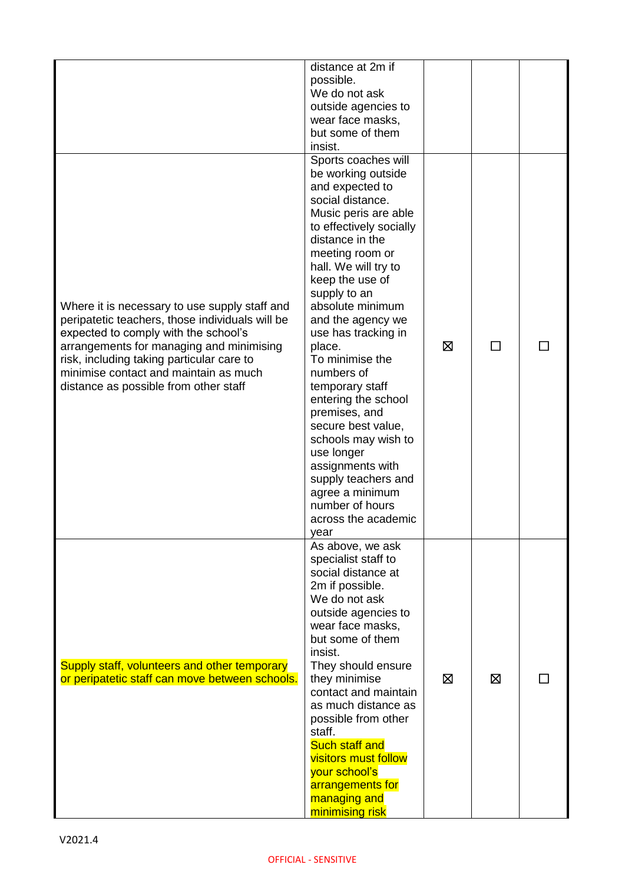| | | | | |
|---|---|---|---|---|
| | distance at 2m if possible.<br>We do not ask outside agencies to wear face masks, but some of them insist. | | | |
| Where it is necessary to use supply staff and peripatetic teachers, those individuals will be expected to comply with the school's arrangements for managing and minimising risk, including taking particular care to minimise contact and maintain as much distance as possible from other staff | Sports coaches will be working outside and expected to social distance.<br>Music peris are able to effectively socially distance in the meeting room or hall. We will try to keep the use of supply to an absolute minimum and the agency we use has tracking in place.<br>To minimise the numbers of temporary staff entering the school premises, and secure best value, schools may wish to use longer assignments with supply teachers and agree a minimum number of hours across the academic year | ☒ | ☐ | ☐ |
| Supply staff, volunteers and other temporary or peripatetic staff can move between schools. | As above, we ask specialist staff to social distance at 2m if possible.<br>We do not ask outside agencies to wear face masks, but some of them insist.<br>They should ensure they minimise contact and maintain as much distance as possible from other staff.<br>Such staff and visitors must follow your school's arrangements for managing and minimising risk | ☒ | ☒ | ☐ |

V2021.4

OFFICIAL - SENSITIVE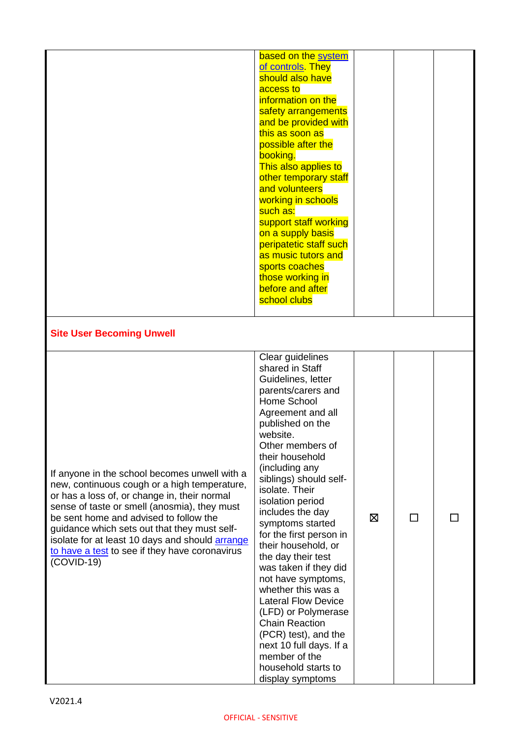| | | | | |
|---|---|---|---|---|
| | based on the system of controls. They should also have access to information on the safety arrangements and be provided with this as soon as possible after the booking. This also applies to other temporary staff and volunteers working in schools such as: support staff working on a supply basis peripatetic staff such as music tutors and sports coaches those working in before and after school clubs | | | |
| **Site User Becoming Unwell** | | | | |
| If anyone in the school becomes unwell with a new, continuous cough or a high temperature, or has a loss of, or change in, their normal sense of taste or smell (anosmia), they must be sent home and advised to follow the guidance which sets out that they must self-isolate for at least 10 days and should arrange to have a test to see if they have coronavirus (COVID-19) | Clear guidelines shared in Staff Guidelines, letter parents/carers and Home School Agreement and all published on the website. Other members of their household (including any siblings) should self-isolate. Their isolation period includes the day symptoms started for the first person in their household, or the day their test was taken if they did not have symptoms, whether this was a Lateral Flow Device (LFD) or Polymerase Chain Reaction (PCR) test), and the next 10 full days. If a member of the household starts to display symptoms | ☒ | ☐ | ☐ |

V2021.4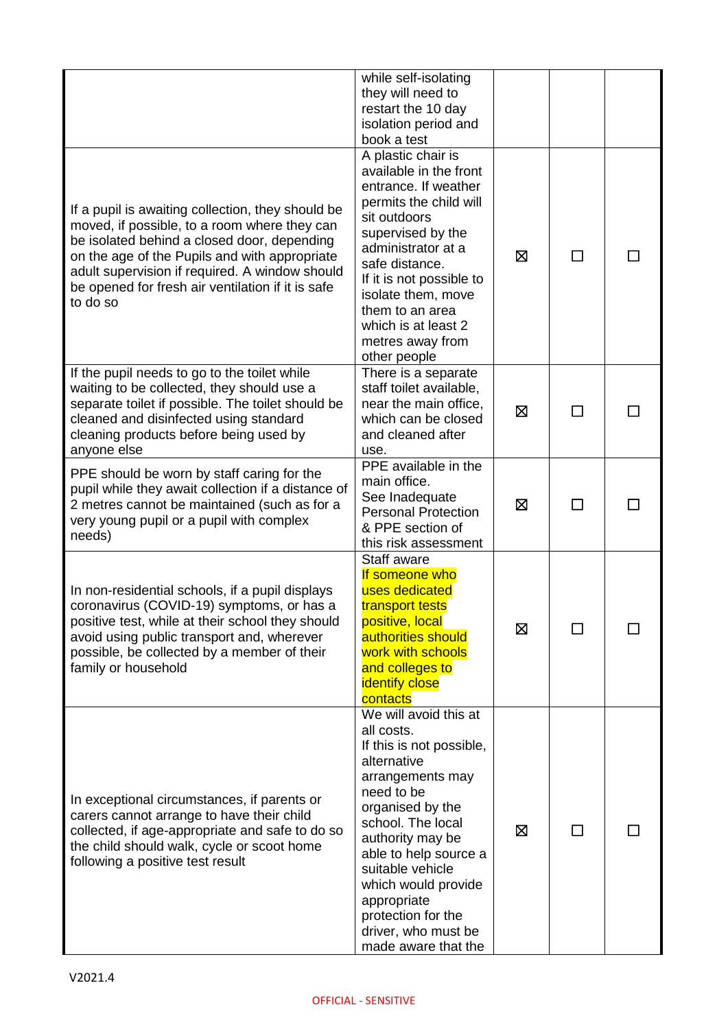| | | | | |
|---|---|---|---|---|
| | while self-isolating they will need to restart the 10 day isolation period and book a test | | | |
| If a pupil is awaiting collection, they should be moved, if possible, to a room where they can be isolated behind a closed door, depending on the age of the Pupils and with appropriate adult supervision if required. A window should be opened for fresh air ventilation if it is safe to do so | A plastic chair is available in the front entrance. If weather permits the child will sit outdoors supervised by the administrator at a safe distance.<br>If it is not possible to isolate them, move them to an area which is at least 2 metres away from other people | ☒ | ☐ | ☐ |
| If the pupil needs to go to the toilet while waiting to be collected, they should use a separate toilet if possible. The toilet should be cleaned and disinfected using standard cleaning products before being used by anyone else | There is a separate staff toilet available, near the main office, which can be closed and cleaned after use. | ☒ | ☐ | ☐ |
| PPE should be worn by staff caring for the pupil while they await collection if a distance of 2 metres cannot be maintained (such as for a very young pupil or a pupil with complex needs) | PPE available in the main office.<br>See Inadequate Personal Protection & PPE section of this risk assessment | ☒ | ☐ | ☐ |
| In non-residential schools, if a pupil displays coronavirus (COVID-19) symptoms, or has a positive test, while at their school they should avoid using public transport and, wherever possible, be collected by a member of their family or household | Staff aware<br>If someone who uses dedicated transport tests positive, local authorities should work with schools and colleges to identify close contacts | ☒ | ☐ | ☐ |
| In exceptional circumstances, if parents or carers cannot arrange to have their child collected, if age-appropriate and safe to do so the child should walk, cycle or scoot home following a positive test result | We will avoid this at all costs.<br>If this is not possible, alternative arrangements may need to be organised by the school. The local authority may be able to help source a suitable vehicle which would provide appropriate protection for the driver, who must be made aware that the | ☒ | ☐ | ☐ |

V2021.4

OFFICIAL - SENSITIVE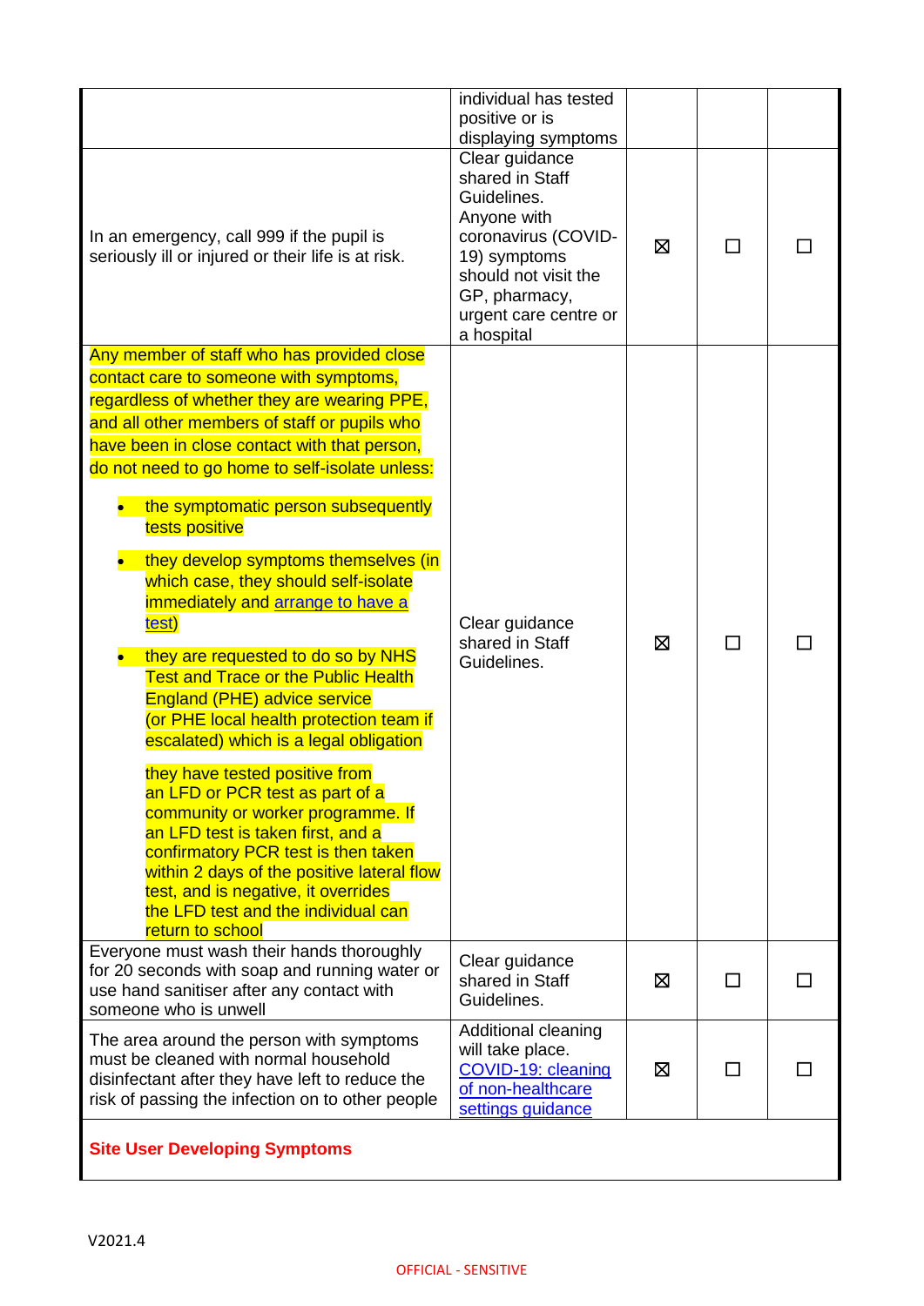| | | | | |
|---|---|---|---|---|
| | individual has tested positive or is displaying symptoms | | | |
| In an emergency, call 999 if the pupil is seriously ill or injured or their life is at risk. | Clear guidance shared in Staff Guidelines. Anyone with coronavirus (COVID-19) symptoms should not visit the GP, pharmacy, urgent care centre or a hospital | ☒ | ☐ | ☐ |
| Any member of staff who has provided close contact care to someone with symptoms, regardless of whether they are wearing PPE, and all other members of staff or pupils who have been in close contact with that person, do not need to go home to self-isolate unless:<br><br>• the symptomatic person subsequently tests positive<br>• they develop symptoms themselves (in which case, they should self-isolate immediately and [arrange to have a test](#))<br>• they are requested to do so by NHS Test and Trace or the Public Health England (PHE) advice service (or PHE local health protection team if escalated) which is a legal obligation<br><br>they have tested positive from an LFD or PCR test as part of a community or worker programme. If an LFD test is taken first, and a confirmatory PCR test is then taken within 2 days of the positive lateral flow test, and is negative, it overrides the LFD test and the individual can return to school | Clear guidance shared in Staff Guidelines. | ☒ | ☐ | ☐ |
| Everyone must wash their hands thoroughly for 20 seconds with soap and running water or use hand sanitiser after any contact with someone who is unwell | Clear guidance shared in Staff Guidelines. | ☒ | ☐ | ☐ |
| The area around the person with symptoms must be cleaned with normal household disinfectant after they have left to reduce the risk of passing the infection on to other people | Additional cleaning will take place. [COVID-19: cleaning of non-healthcare settings guidance](#) | ☒ | ☐ | ☐ |
| **Site User Developing Symptoms** | | | | |

V2021.4

OFFICIAL - SENSITIVE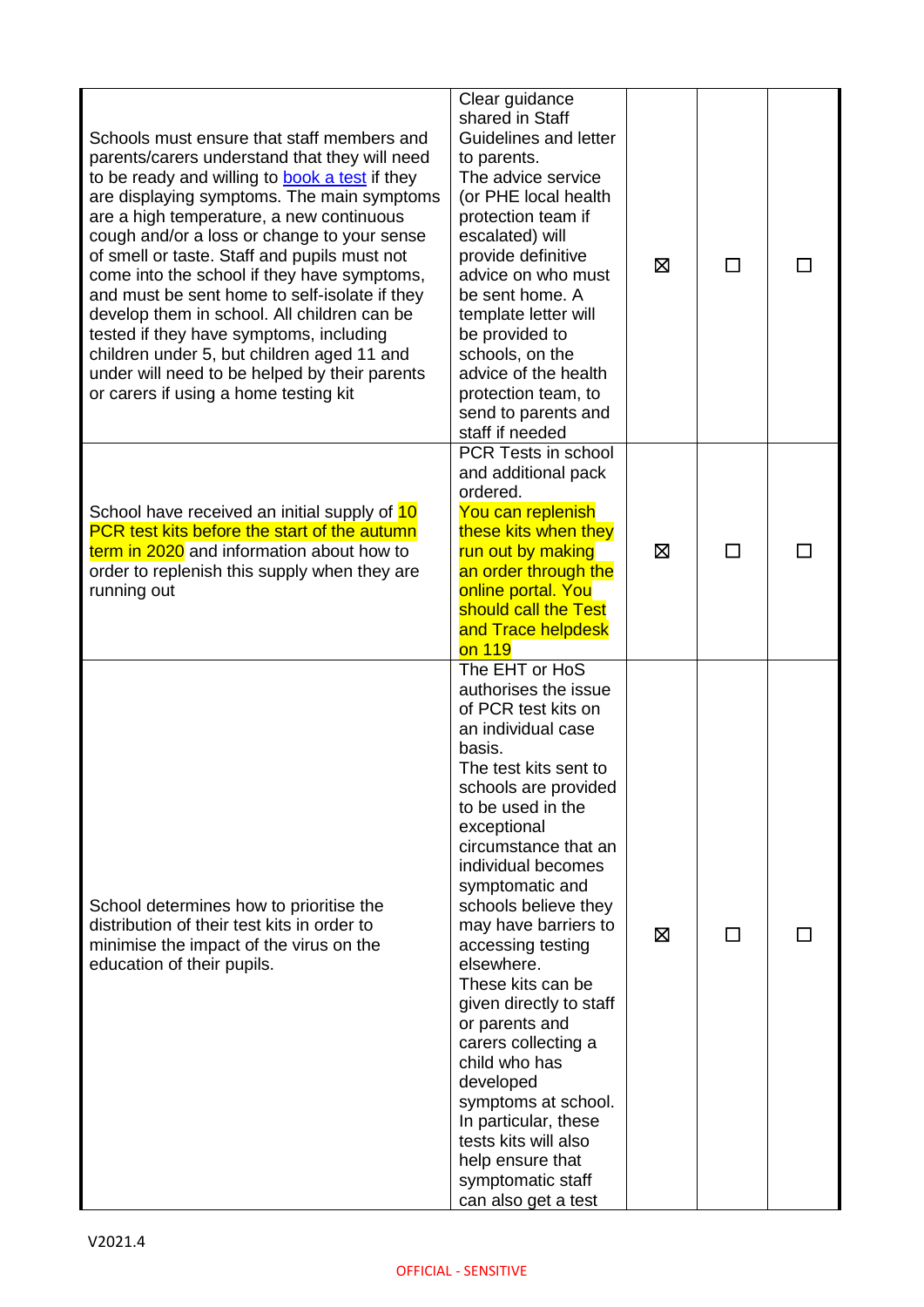| | | | | |
|---|---|---|---|---|
| Schools must ensure that staff members and parents/carers understand that they will need to be ready and willing to [book a test](#) if they are displaying symptoms. The main symptoms are a high temperature, a new continuous cough and/or a loss or change to your sense of smell or taste. Staff and pupils must not come into the school if they have symptoms, and must be sent home to self-isolate if they develop them in school. All children can be tested if they have symptoms, including children under 5, but children aged 11 and under will need to be helped by their parents or carers if using a home testing kit | Clear guidance shared in Staff Guidelines and letter to parents. The advice service (or PHE local health protection team if escalated) will provide definitive advice on who must be sent home. A template letter will be provided to schools, on the advice of the health protection team, to send to parents and staff if needed | ☒ | ☐ | ☐ |
| School have received an initial supply of 10 PCR test kits before the start of the autumn term in 2020 and information about how to order to replenish this supply when they are running out | PCR Tests in school and additional pack ordered. You can replenish these kits when they run out by making an order through the online portal. You should call the Test and Trace helpdesk on 119 | ☒ | ☐ | ☐ |
| School determines how to prioritise the distribution of their test kits in order to minimise the impact of the virus on the education of their pupils. | The EHT or HoS authorises the issue of PCR test kits on an individual case basis. The test kits sent to schools are provided to be used in the exceptional circumstance that an individual becomes symptomatic and schools believe they may have barriers to accessing testing elsewhere. These kits can be given directly to staff or parents and carers collecting a child who has developed symptoms at school. In particular, these tests kits will also help ensure that symptomatic staff can also get a test | ☒ | ☐ | ☐ |

V2021.4

OFFICIAL - SENSITIVE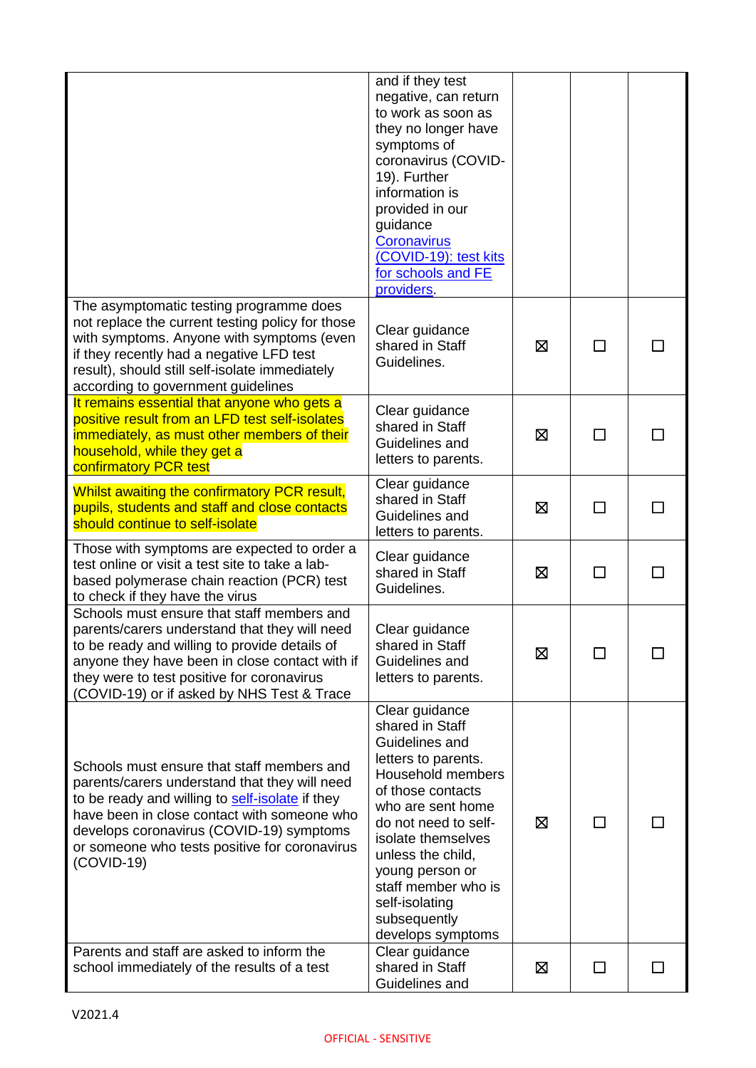|  |  |  |  |  |
|---|---|---|---|---|
|  | and if they test negative, can return to work as soon as they no longer have symptoms of coronavirus (COVID-19). Further information is provided in our guidance [Coronavirus (COVID-19): test kits for schools and FE providers](). |  |  |  |
| The asymptomatic testing programme does not replace the current testing policy for those with symptoms. Anyone with symptoms (even if they recently had a negative LFD test result), should still self-isolate immediately according to government guidelines | Clear guidance shared in Staff Guidelines. | ☒ | ☐ | ☐ |
| It remains essential that anyone who gets a positive result from an LFD test self-isolates immediately, as must other members of their household, while they get a confirmatory PCR test | Clear guidance shared in Staff Guidelines and letters to parents. | ☒ | ☐ | ☐ |
| Whilst awaiting the confirmatory PCR result, pupils, students and staff and close contacts should continue to self-isolate | Clear guidance shared in Staff Guidelines and letters to parents. | ☒ | ☐ | ☐ |
| Those with symptoms are expected to order a test online or visit a test site to take a lab-based polymerase chain reaction (PCR) test to check if they have the virus | Clear guidance shared in Staff Guidelines. | ☒ | ☐ | ☐ |
| Schools must ensure that staff members and parents/carers understand that they will need to be ready and willing to provide details of anyone they have been in close contact with if they were to test positive for coronavirus (COVID-19) or if asked by NHS Test & Trace | Clear guidance shared in Staff Guidelines and letters to parents. | ☒ | ☐ | ☐ |
| Schools must ensure that staff members and parents/carers understand that they will need to be ready and willing to [self-isolate]() if they have been in close contact with someone who develops coronavirus (COVID-19) symptoms or someone who tests positive for coronavirus (COVID-19) | Clear guidance shared in Staff Guidelines and letters to parents. Household members of those contacts who are sent home do not need to self-isolate themselves unless the child, young person or staff member who is self-isolating subsequently develops symptoms | ☒ | ☐ | ☐ |
| Parents and staff are asked to inform the school immediately of the results of a test | Clear guidance shared in Staff Guidelines and | ☒ | ☐ | ☐ |

V2021.4

OFFICIAL - SENSITIVE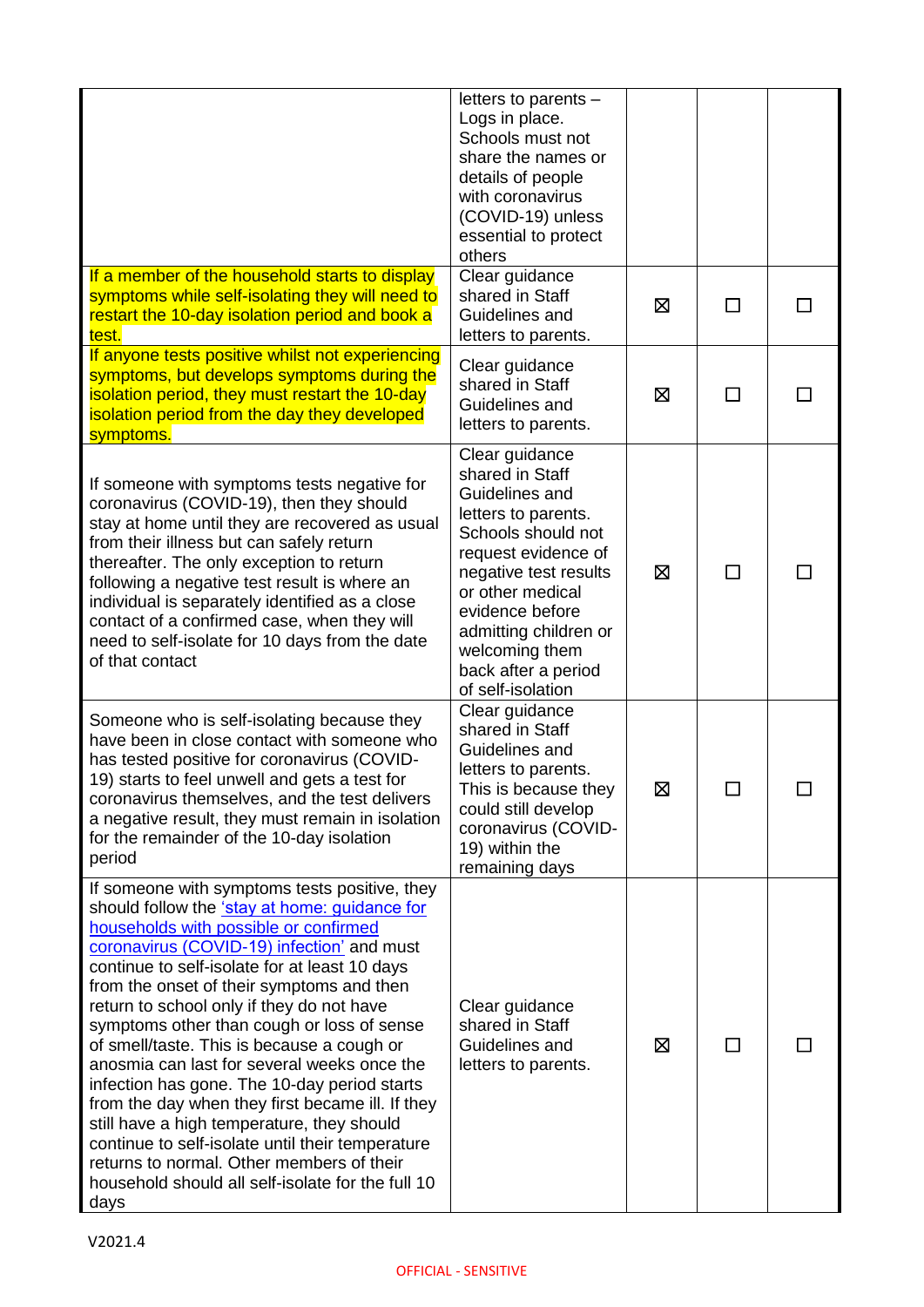| | | | | |
|---|---|---|---|---|
| | letters to parents – Logs in place. Schools must not share the names or details of people with coronavirus (COVID-19) unless essential to protect others | | | |
| If a member of the household starts to display symptoms while self-isolating they will need to restart the 10-day isolation period and book a test. | Clear guidance shared in Staff Guidelines and letters to parents. | ☒ | ☐ | ☐ |
| If anyone tests positive whilst not experiencing symptoms, but develops symptoms during the isolation period, they must restart the 10-day isolation period from the day they developed symptoms. | Clear guidance shared in Staff Guidelines and letters to parents. | ☒ | ☐ | ☐ |
| If someone with symptoms tests negative for coronavirus (COVID-19), then they should stay at home until they are recovered as usual from their illness but can safely return thereafter. The only exception to return following a negative test result is where an individual is separately identified as a close contact of a confirmed case, when they will need to self-isolate for 10 days from the date of that contact | Clear guidance shared in Staff Guidelines and letters to parents. Schools should not request evidence of negative test results or other medical evidence before admitting children or welcoming them back after a period of self-isolation | ☒ | ☐ | ☐ |
| Someone who is self-isolating because they have been in close contact with someone who has tested positive for coronavirus (COVID-19) starts to feel unwell and gets a test for coronavirus themselves, and the test delivers a negative result, they must remain in isolation for the remainder of the 10-day isolation period | Clear guidance shared in Staff Guidelines and letters to parents. This is because they could still develop coronavirus (COVID-19) within the remaining days | ☒ | ☐ | ☐ |
| If someone with symptoms tests positive, they should follow the 'stay at home: guidance for households with possible or confirmed coronavirus (COVID-19) infection' and must continue to self-isolate for at least 10 days from the onset of their symptoms and then return to school only if they do not have symptoms other than cough or loss of sense of smell/taste. This is because a cough or anosmia can last for several weeks once the infection has gone. The 10-day period starts from the day when they first became ill. If they still have a high temperature, they should continue to self-isolate until their temperature returns to normal. Other members of their household should all self-isolate for the full 10 days | Clear guidance shared in Staff Guidelines and letters to parents. | ☒ | ☐ | ☐ |

V2021.4

OFFICIAL - SENSITIVE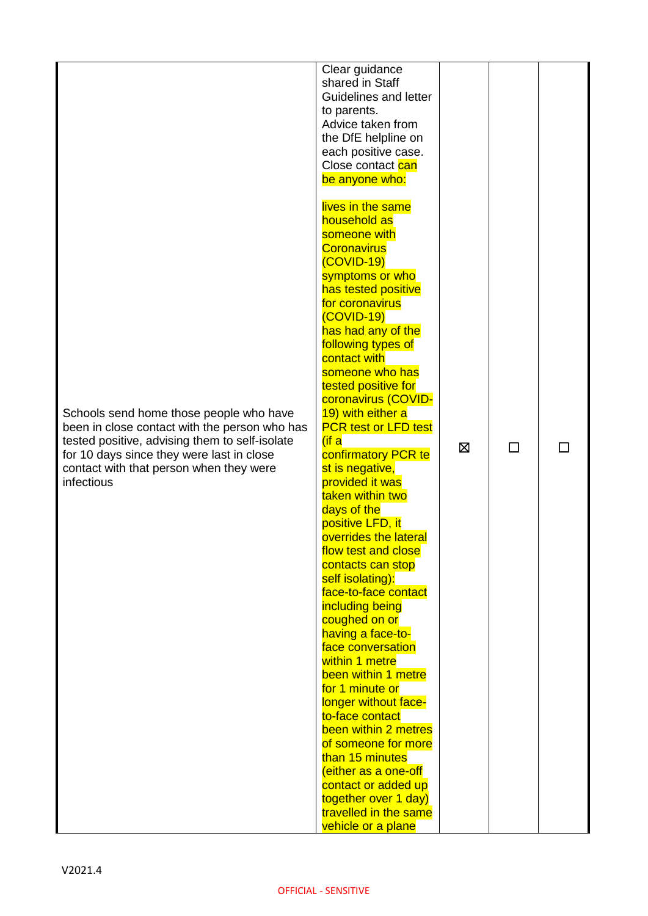| | | | | |
|---|---|---|---|---|
| Schools send home those people who have been in close contact with the person who has tested positive, advising them to self-isolate for 10 days since they were last in close contact with that person when they were infectious | Clear guidance shared in Staff Guidelines and letter to parents. Advice taken from the DfE helpline on each positive case. Close contact can be anyone who:<br><br>lives in the same household as someone with Coronavirus (COVID-19) symptoms or who has tested positive for coronavirus (COVID-19)<br>has had any of the following types of contact with someone who has tested positive for coronavirus (COVID-19) with either a PCR test or LFD test (if a confirmatory PCR test is negative, provided it was taken within two days of the positive LFD, it overrides the lateral flow test and close contacts can stop self isolating):<br>face-to-face contact including being coughed on or having a face-to-face conversation within 1 metre<br>been within 1 metre for 1 minute or longer without face-to-face contact<br>been within 2 metres of someone for more than 15 minutes (either as a one-off contact or added up together over 1 day)<br>travelled in the same vehicle or a plane | ☒ | ☐ | ☐ |

V2021.4

OFFICIAL - SENSITIVE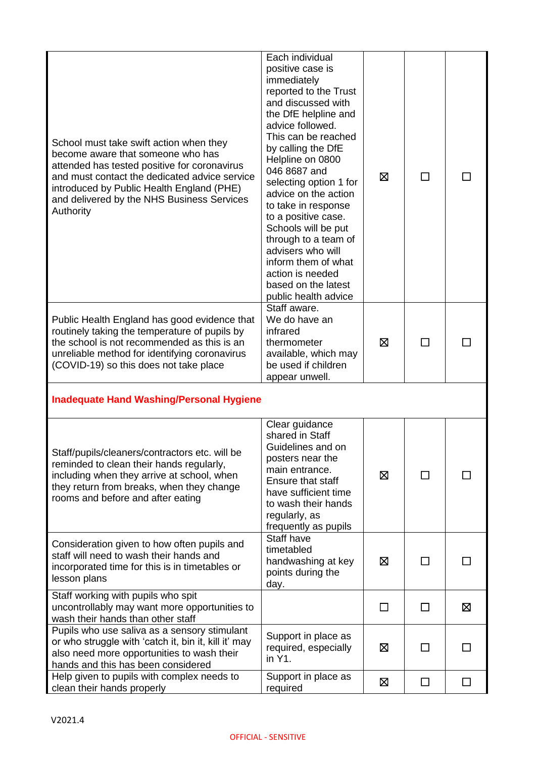| | | | | |
|---|---|---|---|---|
| School must take swift action when they become aware that someone who has attended has tested positive for coronavirus and must contact the dedicated advice service introduced by Public Health England (PHE) and delivered by the NHS Business Services Authority | Each individual positive case is immediately reported to the Trust and discussed with the DfE helpline and advice followed. This can be reached by calling the DfE Helpline on 0800 046 8687 and selecting option 1 for advice on the action to take in response to a positive case. Schools will be put through to a team of advisers who will inform them of what action is needed based on the latest public health advice | ☒ | ☐ | ☐ |
| Public Health England has good evidence that routinely taking the temperature of pupils by the school is not recommended as this is an unreliable method for identifying coronavirus (COVID-19) so this does not take place | Staff aware. We do have an infrared thermometer available, which may be used if children appear unwell. | ☒ | ☐ | ☐ |
| **Inadequate Hand Washing/Personal Hygiene** | | | | |
| Staff/pupils/cleaners/contractors etc. will be reminded to clean their hands regularly, including when they arrive at school, when they return from breaks, when they change rooms and before and after eating | Clear guidance shared in Staff Guidelines and on posters near the main entrance. Ensure that staff have sufficient time to wash their hands regularly, as frequently as pupils | ☒ | ☐ | ☐ |
| Consideration given to how often pupils and staff will need to wash their hands and incorporated time for this is in timetables or lesson plans | Staff have timetabled handwashing at key points during the day. | ☒ | ☐ | ☐ |
| Staff working with pupils who spit uncontrollably may want more opportunities to wash their hands than other staff | | ☐ | ☐ | ☒ |
| Pupils who use saliva as a sensory stimulant or who struggle with 'catch it, bin it, kill it' may also need more opportunities to wash their hands and this has been considered | Support in place as required, especially in Y1. | ☒ | ☐ | ☐ |
| Help given to pupils with complex needs to clean their hands properly | Support in place as required | ☒ | ☐ | ☐ |

V2021.4

OFFICIAL - SENSITIVE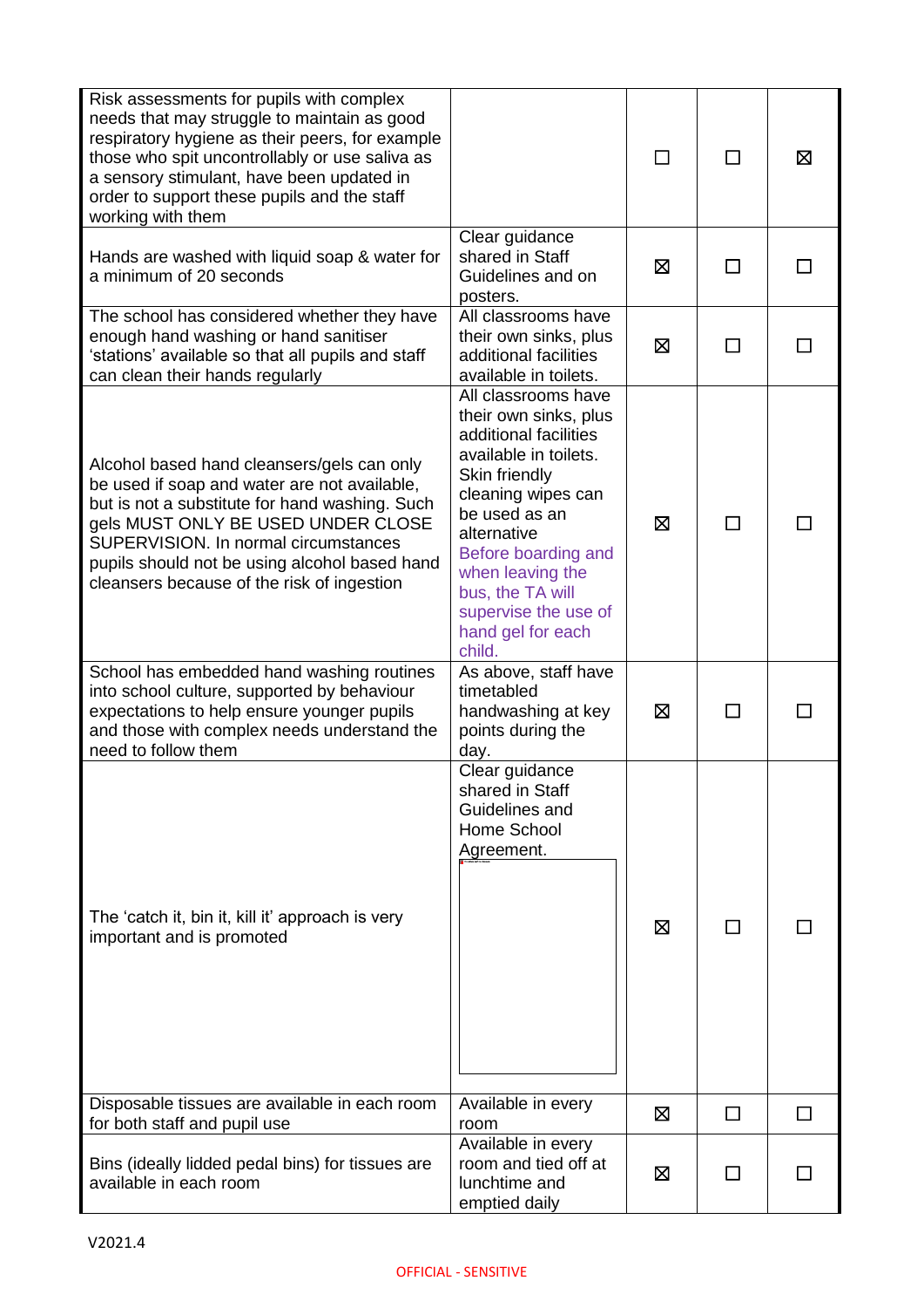| | | | | |
|---|---|---|---|---|
| Risk assessments for pupils with complex needs that may struggle to maintain as good respiratory hygiene as their peers, for example those who spit uncontrollably or use saliva as a sensory stimulant, have been updated in order to support these pupils and the staff working with them | | ☐ | ☐ | ☒ |
| Hands are washed with liquid soap & water for a minimum of 20 seconds | Clear guidance shared in Staff Guidelines and on posters. | ☒ | ☐ | ☐ |
| The school has considered whether they have enough hand washing or hand sanitiser 'stations' available so that all pupils and staff can clean their hands regularly | All classrooms have their own sinks, plus additional facilities available in toilets. | ☒ | ☐ | ☐ |
| Alcohol based hand cleansers/gels can only be used if soap and water are not available, but is not a substitute for hand washing. Such gels MUST ONLY BE USED UNDER CLOSE SUPERVISION. In normal circumstances pupils should not be using alcohol based hand cleansers because of the risk of ingestion | All classrooms have their own sinks, plus additional facilities available in toilets. Skin friendly cleaning wipes can be used as an alternative Before boarding and when leaving the bus, the TA will supervise the use of hand gel for each child. | ☒ | ☐ | ☐ |
| School has embedded hand washing routines into school culture, supported by behaviour expectations to help ensure younger pupils and those with complex needs understand the need to follow them | As above, staff have timetabled handwashing at key points during the day. | ☒ | ☐ | ☐ |
| The 'catch it, bin it, kill it' approach is very important and is promoted | Clear guidance shared in Staff Guidelines and Home School Agreement. | ☒ | ☐ | ☐ |
| Disposable tissues are available in each room for both staff and pupil use | Available in every room | ☒ | ☐ | ☐ |
| Bins (ideally lidded pedal bins) for tissues are available in each room | Available in every room and tied off at lunchtime and emptied daily | ☒ | ☐ | ☐ |

V2021.4

OFFICIAL - SENSITIVE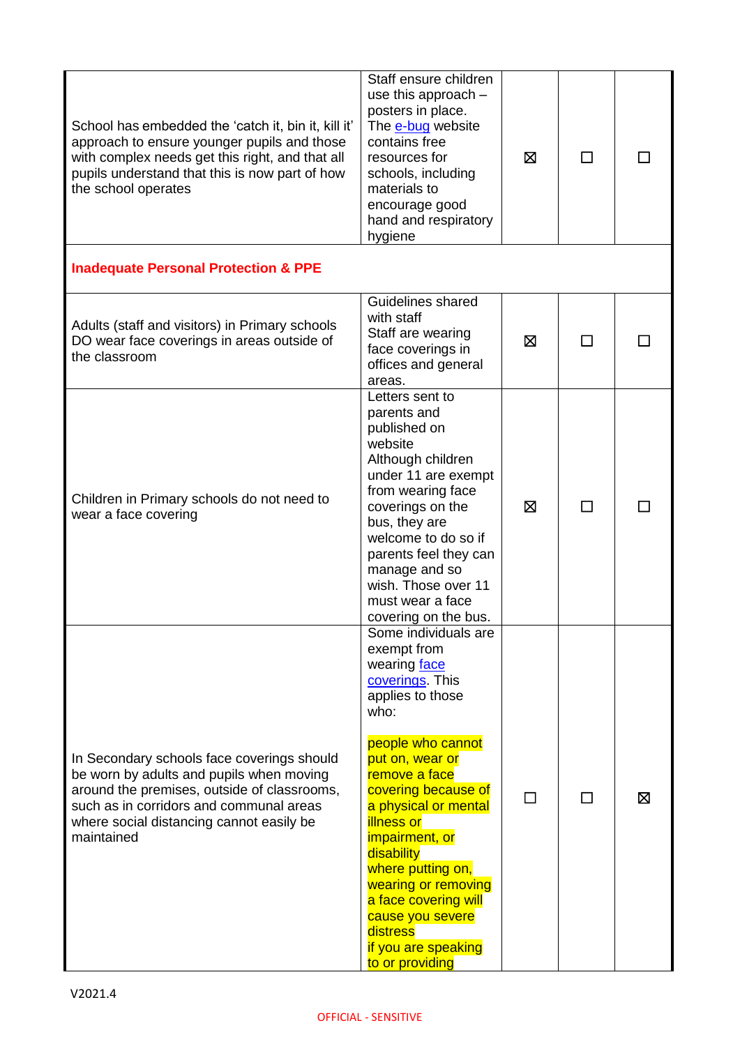| | | | | |
|---|---|---|---|---|
| School has embedded the 'catch it, bin it, kill it' approach to ensure younger pupils and those with complex needs get this right, and that all pupils understand that this is now part of how the school operates | Staff ensure children use this approach – posters in place. The e-bug website contains free resources for schools, including materials to encourage good hand and respiratory hygiene | ☒ | ☐ | ☐ |
| **Inadequate Personal Protection & PPE** | | | | |
| Adults (staff and visitors) in Primary schools DO wear face coverings in areas outside of the classroom | Guidelines shared with staff Staff are wearing face coverings in offices and general areas. | ☒ | ☐ | ☐ |
| Children in Primary schools do not need to wear a face covering | Letters sent to parents and published on website Although children under 11 are exempt from wearing face coverings on the bus, they are welcome to do so if parents feel they can manage and so wish. Those over 11 must wear a face covering on the bus. | ☒ | ☐ | ☐ |
| In Secondary schools face coverings should be worn by adults and pupils when moving around the premises, outside of classrooms, such as in corridors and communal areas where social distancing cannot easily be maintained | Some individuals are exempt from wearing face coverings. This applies to those who:<br><br>people who cannot put on, wear or remove a face covering because of a physical or mental illness or impairment, or disability<br>where putting on, wearing or removing a face covering will cause you severe distress<br>if you are speaking to or providing | ☐ | ☐ | ☒ |

V2021.4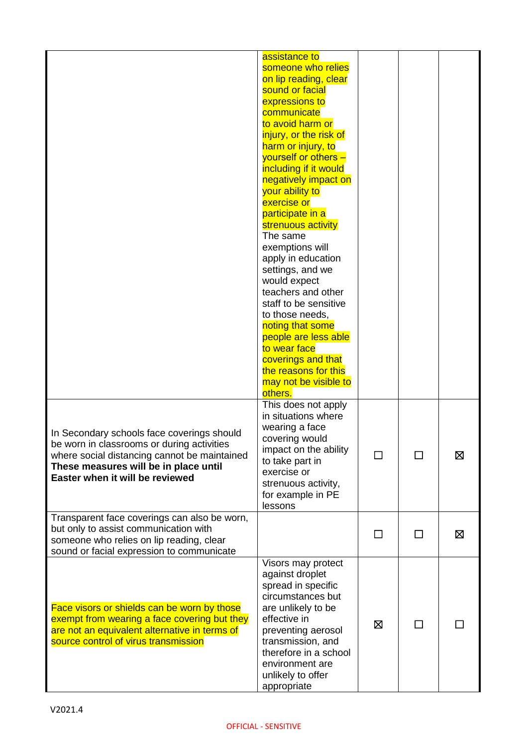| | | | | |
|---|---|---|---|---|
| | assistance to someone who relies on lip reading, clear sound or facial expressions to communicate to avoid harm or injury, or the risk of harm or injury, to yourself or others – including if it would negatively impact on your ability to exercise or participate in a strenuous activity The same exemptions will apply in education settings, and we would expect teachers and other staff to be sensitive to those needs, noting that some people are less able to wear face coverings and that the reasons for this may not be visible to others. | | | |
| In Secondary schools face coverings should be worn in classrooms or during activities where social distancing cannot be maintained **These measures will be in place until Easter when it will be reviewed** | This does not apply in situations where wearing a face covering would impact on the ability to take part in exercise or strenuous activity, for example in PE lessons | ☐ | ☐ | ☒ |
| Transparent face coverings can also be worn, but only to assist communication with someone who relies on lip reading, clear sound or facial expression to communicate | | ☐ | ☐ | ☒ |
| Face visors or shields can be worn by those exempt from wearing a face covering but they are not an equivalent alternative in terms of source control of virus transmission | Visors may protect against droplet spread in specific circumstances but are unlikely to be effective in preventing aerosol transmission, and therefore in a school environment are unlikely to offer appropriate | ☒ | ☐ | ☐ |

V2021.4

OFFICIAL - SENSITIVE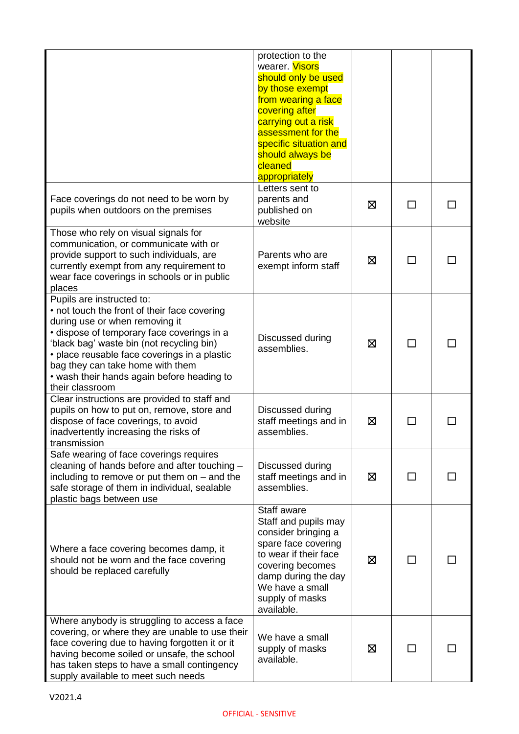| | | | | |
|---|---|---|---|---|
| | protection to the wearer. Visors should only be used by those exempt from wearing a face covering after carrying out a risk assessment for the specific situation and should always be cleaned appropriately | | | |
| Face coverings do not need to be worn by pupils when outdoors on the premises | Letters sent to parents and published on website | ☒ | ☐ | ☐ |
| Those who rely on visual signals for communication, or communicate with or provide support to such individuals, are currently exempt from any requirement to wear face coverings in schools or in public places | Parents who are exempt inform staff | ☒ | ☐ | ☐ |
| Pupils are instructed to:<br>• not touch the front of their face covering during use or when removing it<br>• dispose of temporary face coverings in a 'black bag' waste bin (not recycling bin)<br>• place reusable face coverings in a plastic bag they can take home with them<br>• wash their hands again before heading to their classroom | Discussed during assemblies. | ☒ | ☐ | ☐ |
| Clear instructions are provided to staff and pupils on how to put on, remove, store and dispose of face coverings, to avoid inadvertently increasing the risks of transmission | Discussed during staff meetings and in assemblies. | ☒ | ☐ | ☐ |
| Safe wearing of face coverings requires cleaning of hands before and after touching – including to remove or put them on – and the safe storage of them in individual, sealable plastic bags between use | Discussed during staff meetings and in assemblies. | ☒ | ☐ | ☐ |
| Where a face covering becomes damp, it should not be worn and the face covering should be replaced carefully | Staff aware<br>Staff and pupils may consider bringing a spare face covering to wear if their face covering becomes damp during the day<br>We have a small supply of masks available. | ☒ | ☐ | ☐ |
| Where anybody is struggling to access a face covering, or where they are unable to use their face covering due to having forgotten it or it having become soiled or unsafe, the school has taken steps to have a small contingency supply available to meet such needs | We have a small supply of masks available. | ☒ | ☐ | ☐ |

V2021.4

OFFICIAL - SENSITIVE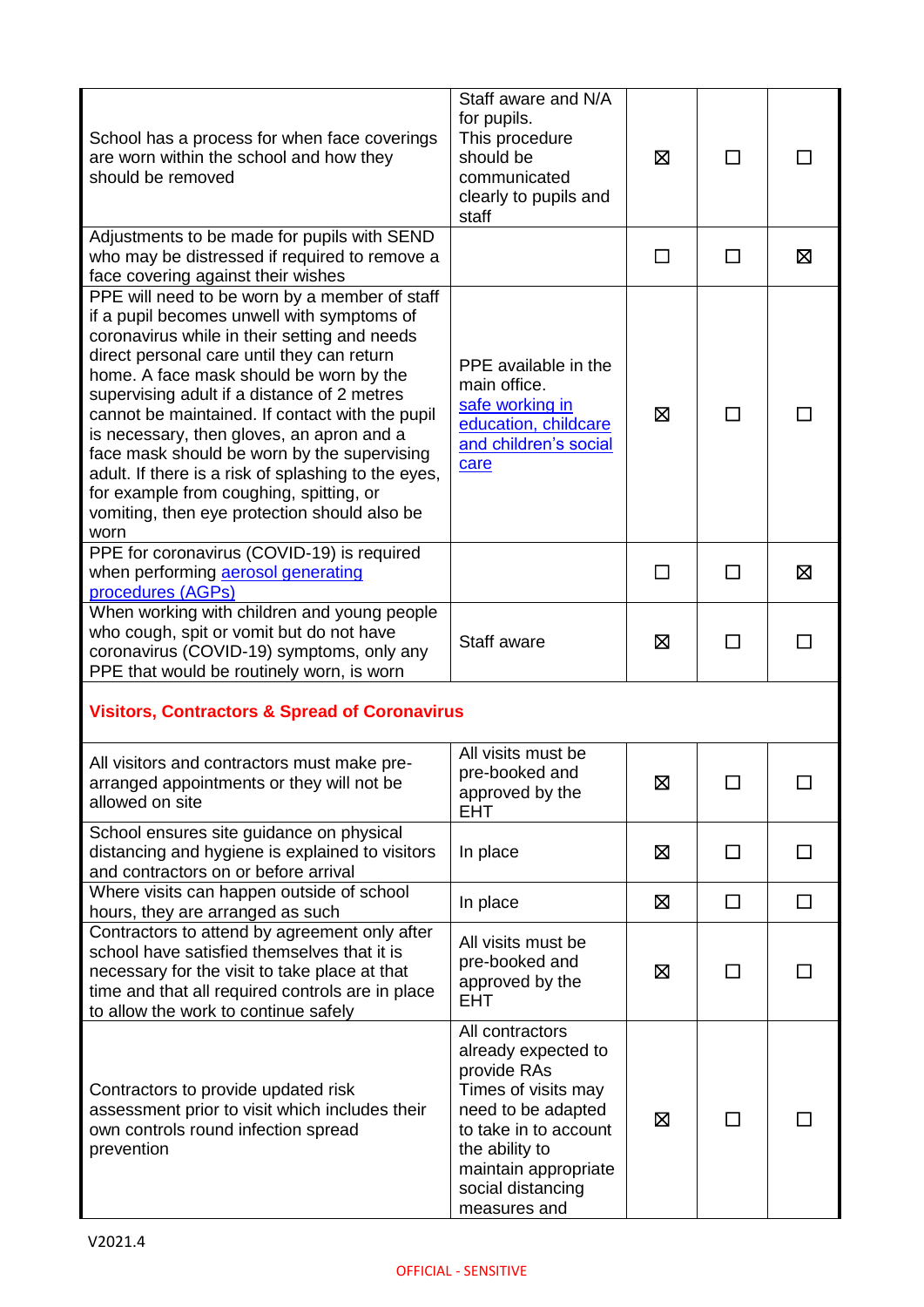| | | | | |
|---|---|---|---|---|
| School has a process for when face coverings are worn within the school and how they should be removed | Staff aware and N/A for pupils. This procedure should be communicated clearly to pupils and staff | ☒ | ☐ | ☐ |
| Adjustments to be made for pupils with SEND who may be distressed if required to remove a face covering against their wishes | | ☐ | ☐ | ☒ |
| PPE will need to be worn by a member of staff if a pupil becomes unwell with symptoms of coronavirus while in their setting and needs direct personal care until they can return home. A face mask should be worn by the supervising adult if a distance of 2 metres cannot be maintained. If contact with the pupil is necessary, then gloves, an apron and a face mask should be worn by the supervising adult. If there is a risk of splashing to the eyes, for example from coughing, spitting, or vomiting, then eye protection should also be worn | PPE available in the main office. [safe working in education, childcare and children's social care]() | ☒ | ☐ | ☐ |
| PPE for coronavirus (COVID-19) is required when performing [aerosol generating procedures (AGPs)]() | | ☐ | ☐ | ☒ |
| When working with children and young people who cough, spit or vomit but do not have coronavirus (COVID-19) symptoms, only any PPE that would be routinely worn, is worn | Staff aware | ☒ | ☐ | ☐ |
| **Visitors, Contractors & Spread of Coronavirus** | | | | |
| All visitors and contractors must make pre-arranged appointments or they will not be allowed on site | All visits must be pre-booked and approved by the EHT | ☒ | ☐ | ☐ |
| School ensures site guidance on physical distancing and hygiene is explained to visitors and contractors on or before arrival | In place | ☒ | ☐ | ☐ |
| Where visits can happen outside of school hours, they are arranged as such | In place | ☒ | ☐ | ☐ |
| Contractors to attend by agreement only after school have satisfied themselves that it is necessary for the visit to take place at that time and that all required controls are in place to allow the work to continue safely | All visits must be pre-booked and approved by the EHT | ☒ | ☐ | ☐ |
| Contractors to provide updated risk assessment prior to visit which includes their own controls round infection spread prevention | All contractors already expected to provide RAs Times of visits may need to be adapted to take in to account the ability to maintain appropriate social distancing measures and | ☒ | ☐ | ☐ |

V2021.4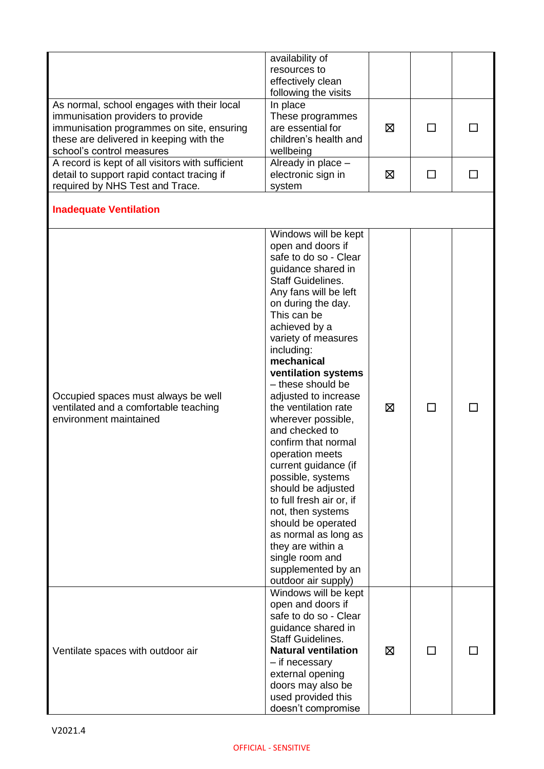| | | | | |
|---|---|---|---|---|
| | availability of resources to effectively clean following the visits | | | |
| As normal, school engages with their local immunisation providers to provide immunisation programmes on site, ensuring these are delivered in keeping with the school's control measures | In place These programmes are essential for children's health and wellbeing | ☒ | ☐ | ☐ |
| A record is kept of all visitors with sufficient detail to support rapid contact tracing if required by NHS Test and Trace. | Already in place – electronic sign in system | ☒ | ☐ | ☐ |
| **Inadequate Ventilation** | | | | |
| Occupied spaces must always be well ventilated and a comfortable teaching environment maintained | Windows will be kept open and doors if safe to do so - Clear guidance shared in Staff Guidelines. Any fans will be left on during the day. This can be achieved by a variety of measures including: **mechanical ventilation systems** – these should be adjusted to increase the ventilation rate wherever possible, and checked to confirm that normal operation meets current guidance (if possible, systems should be adjusted to full fresh air or, if not, then systems should be operated as normal as long as they are within a single room and supplemented by an outdoor air supply) | ☒ | ☐ | ☐ |
| Ventilate spaces with outdoor air | Windows will be kept open and doors if safe to do so - Clear guidance shared in Staff Guidelines. **Natural ventilation** – if necessary external opening doors may also be used provided this doesn't compromise | ☒ | ☐ | ☐ |

V2021.4

OFFICIAL - SENSITIVE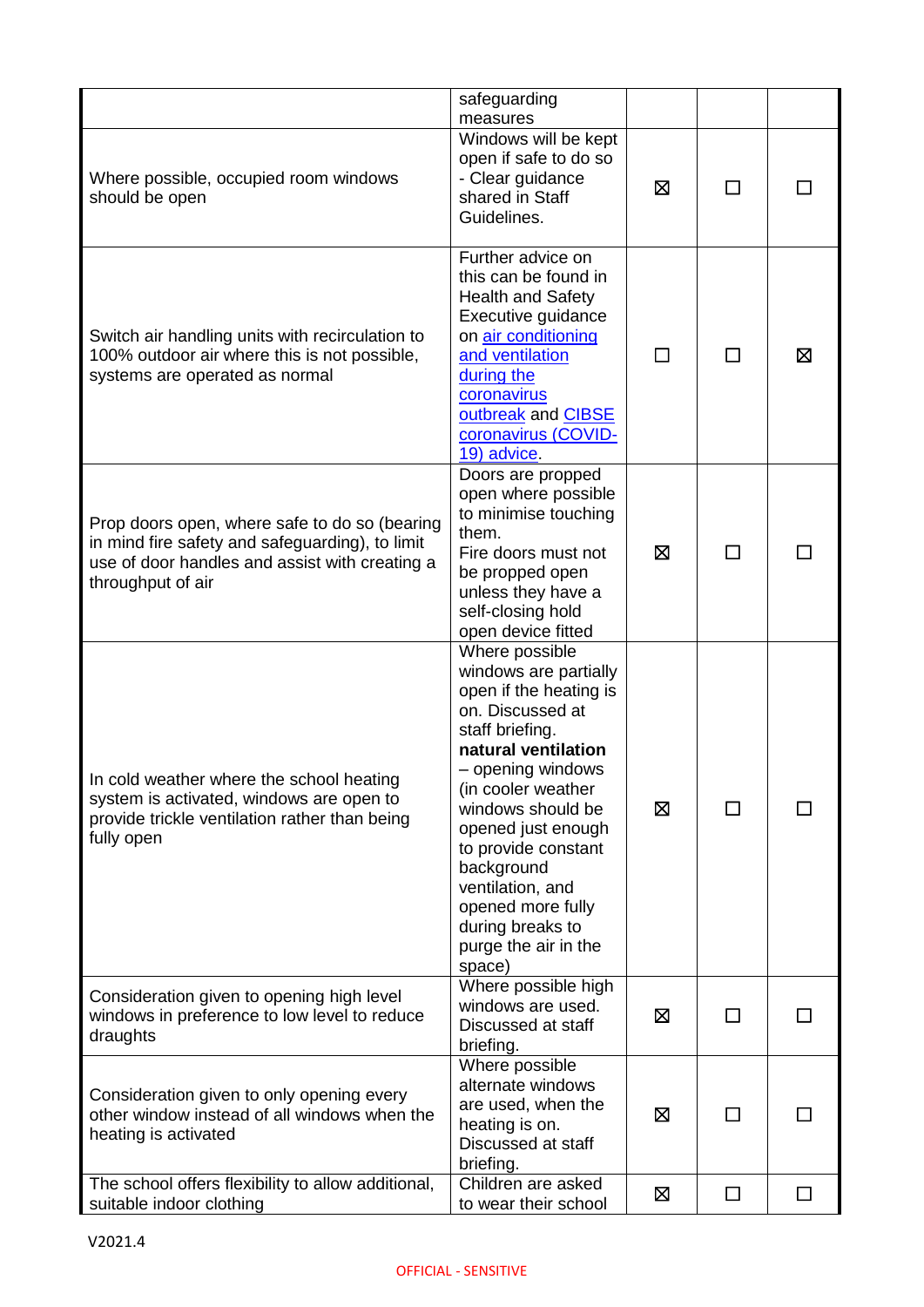| | | | | |
|---|---|---|---|---|
| | safeguarding measures | | | |
| Where possible, occupied room windows should be open | Windows will be kept open if safe to do so - Clear guidance shared in Staff Guidelines. | ☒ | ☐ | ☐ |
| Switch air handling units with recirculation to 100% outdoor air where this is not possible, systems are operated as normal | Further advice on this can be found in Health and Safety Executive guidance on [air conditioning and ventilation during the coronavirus outbreak]() and [CIBSE coronavirus (COVID-19) advice](). | ☐ | ☐ | ☒ |
| Prop doors open, where safe to do so (bearing in mind fire safety and safeguarding), to limit use of door handles and assist with creating a throughput of air | Doors are propped open where possible to minimise touching them. Fire doors must not be propped open unless they have a self-closing hold open device fitted | ☒ | ☐ | ☐ |
| In cold weather where the school heating system is activated, windows are open to provide trickle ventilation rather than being fully open | Where possible windows are partially open if the heating is on. Discussed at staff briefing. **natural ventilation** – opening windows (in cooler weather windows should be opened just enough to provide constant background ventilation, and opened more fully during breaks to purge the air in the space) | ☒ | ☐ | ☐ |
| Consideration given to opening high level windows in preference to low level to reduce draughts | Where possible high windows are used. Discussed at staff briefing. | ☒ | ☐ | ☐ |
| Consideration given to only opening every other window instead of all windows when the heating is activated | Where possible alternate windows are used, when the heating is on. Discussed at staff briefing. | ☒ | ☐ | ☐ |
| The school offers flexibility to allow additional, suitable indoor clothing | Children are asked to wear their school | ☒ | ☐ | ☐ |

V2021.4

OFFICIAL - SENSITIVE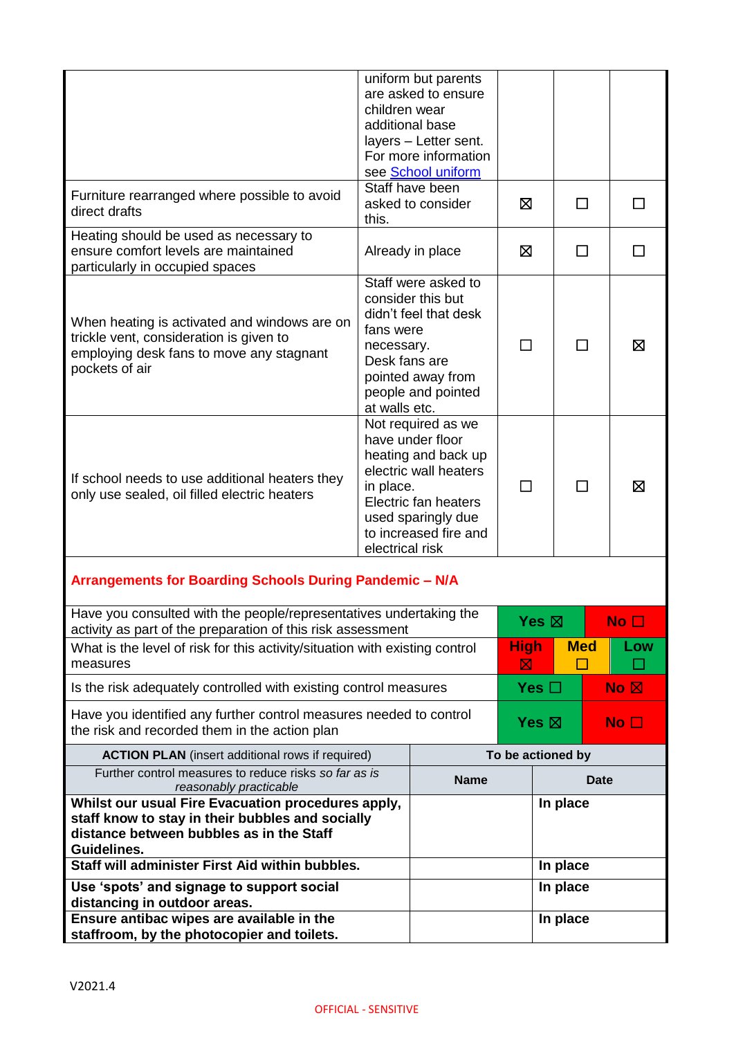| | | | | |
|---|---|---|---|---|
| | uniform but parents are asked to ensure children wear additional base layers – Letter sent. For more information see [School uniform] | | | |
| Furniture rearranged where possible to avoid direct drafts | Staff have been asked to consider this. | ☒ | ☐ | ☐ |
| Heating should be used as necessary to ensure comfort levels are maintained particularly in occupied spaces | Already in place | ☒ | ☐ | ☐ |
| When heating is activated and windows are on trickle vent, consideration is given to employing desk fans to move any stagnant pockets of air | Staff were asked to consider this but didn't feel that desk fans were necessary. Desk fans are pointed away from people and pointed at walls etc. | ☐ | ☐ | ☒ |
| If school needs to use additional heaters they only use sealed, oil filled electric heaters | Not required as we have under floor heating and back up electric wall heaters in place. Electric fan heaters used sparingly due to increased fire and electrical risk | ☐ | ☐ | ☒ |

**Arrangements for Boarding Schools During Pandemic – N/A**

| | | | |
|---|---|---|---|
| Have you consulted with the people/representatives undertaking the activity as part of the preparation of this risk assessment | Yes ☒ | | No ☐ |
| What is the level of risk for this activity/situation with existing control measures | High ☒ | Med ☐ | Low ☐ |
| Is the risk adequately controlled with existing control measures | Yes ☐ | | No ☒ |
| Have you identified any further control measures needed to control the risk and recorded them in the action plan | Yes ☒ | | No ☐ |

| **ACTION PLAN** (insert additional rows if required) | To be actioned by | |
|---|---|---|
| Further control measures to reduce risks *so far as is reasonably practicable* | **Name** | **Date** |
| **Whilst our usual Fire Evacuation procedures apply, staff know to stay in their bubbles and socially distance between bubbles as in the Staff Guidelines.** | | **In place** |
| **Staff will administer First Aid within bubbles.** | | **In place** |
| **Use 'spots' and signage to support social distancing in outdoor areas.** | | **In place** |
| **Ensure antibac wipes are available in the staffroom, by the photocopier and toilets.** | | **In place** |

V2021.4

OFFICIAL - SENSITIVE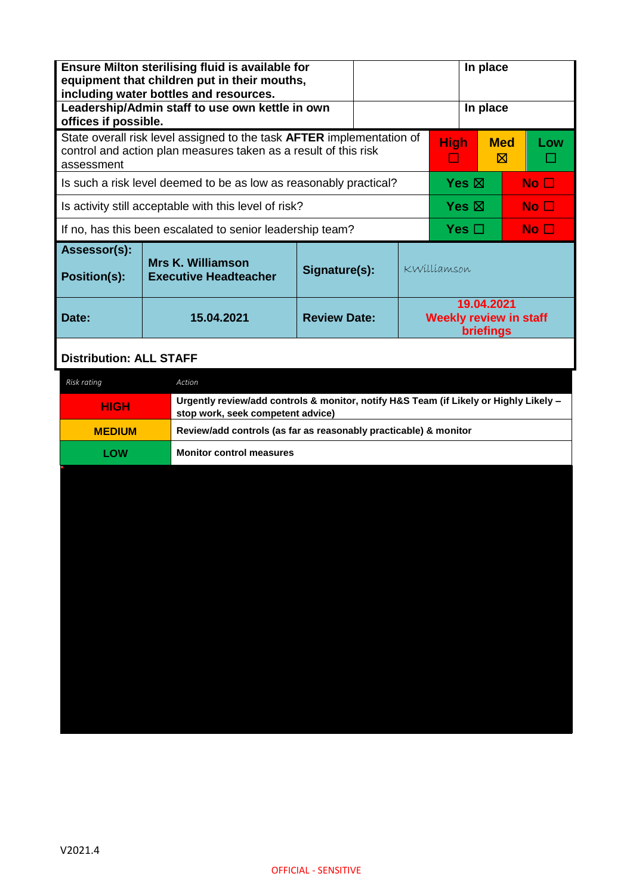| | | |
|---|---|---|
| **Ensure Milton sterilising fluid is available for equipment that children put in their mouths, including water bottles and resources.** | | **In place** |
| **Leadership/Admin staff to use own kettle in own offices if possible.** | | **In place** |

| | | | |
|---|---|---|---|
| State overall risk level assigned to the task **AFTER** implementation of control and action plan measures taken as a result of this risk assessment | **High** ☐ | **Med** ☒ | **Low** ☐ |
| Is such a risk level deemed to be as low as reasonably practical? | **Yes** ☒ | | **No** ☐ |
| Is activity still acceptable with this level of risk? | **Yes** ☒ | | **No** ☐ |
| If no, has this been escalated to senior leadership team? | **Yes** ☐ | | **No** ☐ |

| | | | |
|---|---|---|---|
| **Assessor(s):** **Position(s):** | **Mrs K. Williamson** **Executive Headteacher** | **Signature(s):** | KWilliamson |
| **Date:** | **15.04.2021** | **Review Date:** | **19.04.2021 Weekly review in staff briefings** |

**Distribution: ALL STAFF**

| *Risk rating* | *Action* |
|---|---|
| **HIGH** | **Urgently review/add controls & monitor, notify H&S Team (if Likely or Highly Likely – stop work, seek competent advice)** |
| **MEDIUM** | **Review/add controls (as far as reasonably practicable) & monitor** |
| **LOW** | **Monitor control measures** |

V2021.4

OFFICIAL - SENSITIVE